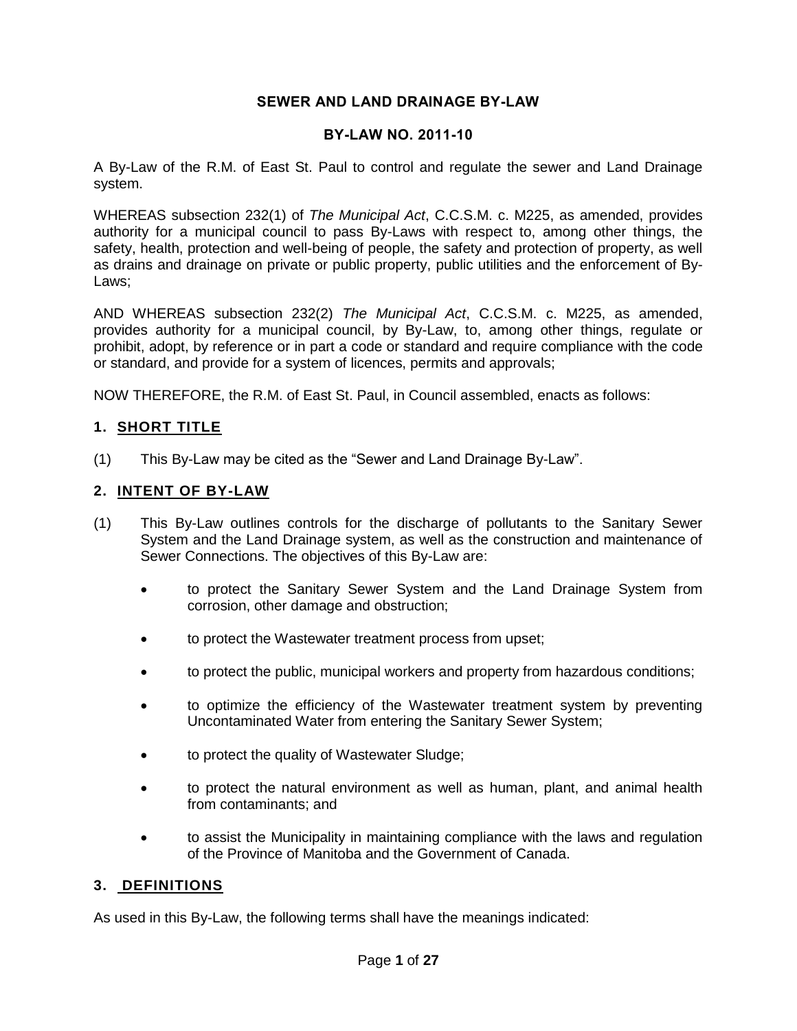# SEWER AND LAND DRAINAGE BY-LAW

## BY-LAW NO. 2011-10

A By-Law of the R.M. of East St. Paul to control and regulate the sewer and Land Drainage system.

WHEREAS subsection 232(1) of *The Municipal Act*, C.C.S.M. c. M225, as amended, provides authority for a municipal council to pass By-Laws with respect to, among other things, the safety, health, protection and well-being of people, the safety and protection of property, as well as drains and drainage on private or public property, public utilities and the enforcement of By-Laws;

AND WHEREAS subsection 232(2) *The Municipal Act*, C.C.S.M. c. M225, as amended, provides authority for a municipal council, by By-Law, to, among other things, regulate or prohibit, adopt, by reference or in part a code or standard and require compliance with the code or standard, and provide for a system of licences, permits and approvals;

NOW THEREFORE, the R.M. of East St. Paul, in Council assembled, enacts as follows:

### 1. SHORT TITLE

(1) This By-Law may be cited as the "Sewer and Land Drainage By-Law".

### 2. INTENT OF BY-LAW

(1) This By-Law outlines controls for the discharge of pollutants to the Sanitary Sewer System and the Land Drainage system, as well as the construction and maintenance of Sewer Connections. The objectives of this By-Law are:

- to protect the Sanitary Sewer System and the Land Drainage System from corrosion, other damage and obstruction;
- to protect the Wastewater treatment process from upset;
- to protect the public, municipal workers and property from hazardous conditions;
- to optimize the efficiency of the Wastewater treatment system by preventing Uncontaminated Water from entering the Sanitary Sewer System;
- to protect the quality of Wastewater Sludge;
- to protect the natural environment as well as human, plant, and animal health from contaminants; and
- to assist the Municipality in maintaining compliance with the laws and regulation of the Province of Manitoba and the Government of Canada.

### 3. DEFINITIONS

As used in this By-Law, the following terms shall have the meanings indicated: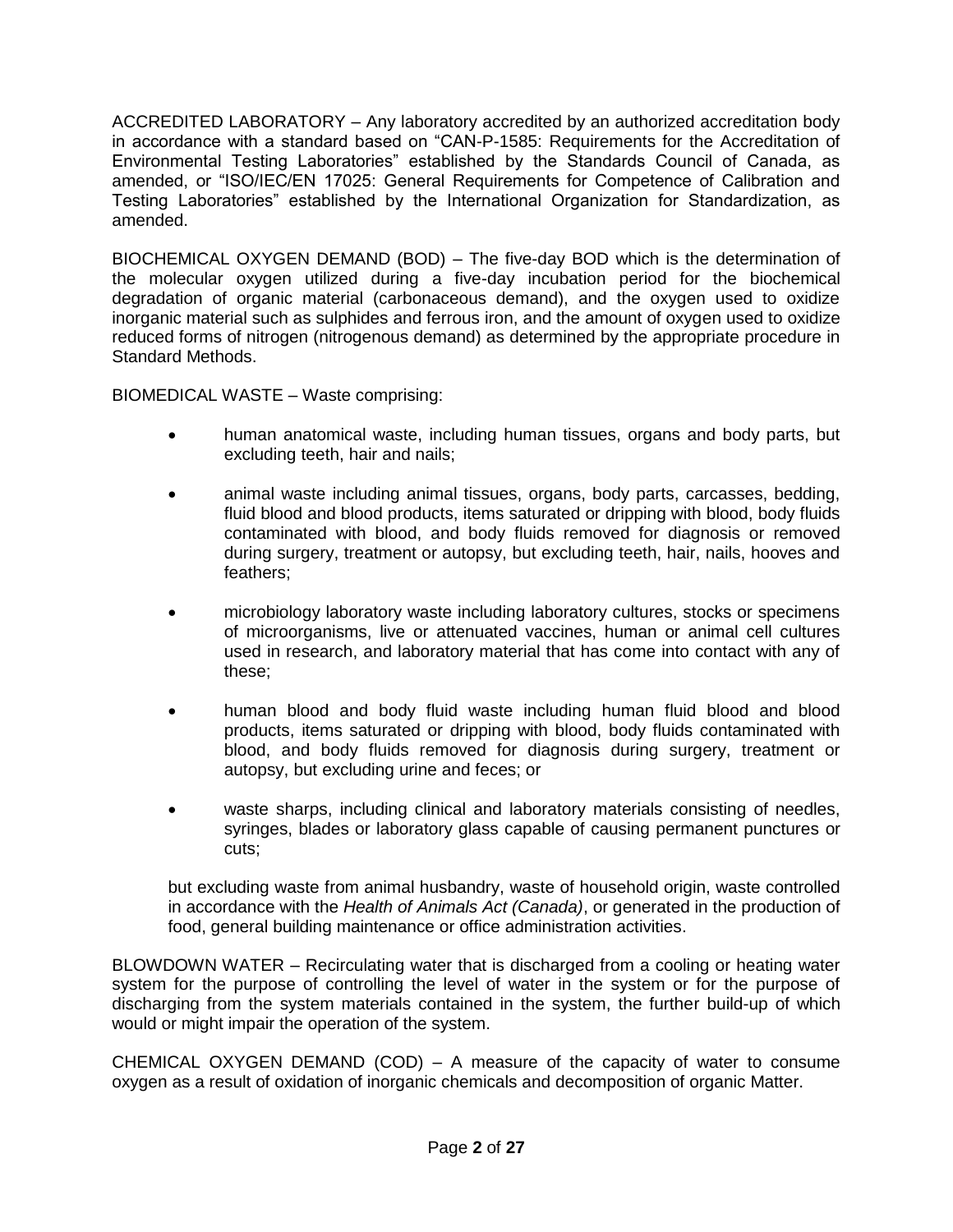ACCREDITED LABORATORY – Any laboratory accredited by an authorized accreditation body in accordance with a standard based on "CAN-P-1585: Requirements for the Accreditation of Environmental Testing Laboratories" established by the Standards Council of Canada, as amended, or "ISO/IEC/EN 17025: General Requirements for Competence of Calibration and Testing Laboratories" established by the International Organization for Standardization, as amended.

BIOCHEMICAL OXYGEN DEMAND (BOD) – The five-day BOD which is the determination of the molecular oxygen utilized during a five-day incubation period for the biochemical degradation of organic material (carbonaceous demand), and the oxygen used to oxidize inorganic material such as sulphides and ferrous iron, and the amount of oxygen used to oxidize reduced forms of nitrogen (nitrogenous demand) as determined by the appropriate procedure in Standard Methods.

BIOMEDICAL WASTE – Waste comprising:

- human anatomical waste, including human tissues, organs and body parts, but excluding teeth, hair and nails;
- animal waste including animal tissues, organs, body parts, carcasses, bedding, fluid blood and blood products, items saturated or dripping with blood, body fluids contaminated with blood, and body fluids removed for diagnosis or removed during surgery, treatment or autopsy, but excluding teeth, hair, nails, hooves and feathers;
- microbiology laboratory waste including laboratory cultures, stocks or specimens of microorganisms, live or attenuated vaccines, human or animal cell cultures used in research, and laboratory material that has come into contact with any of these;
- human blood and body fluid waste including human fluid blood and blood products, items saturated or dripping with blood, body fluids contaminated with blood, and body fluids removed for diagnosis during surgery, treatment or autopsy, but excluding urine and feces; or
- waste sharps, including clinical and laboratory materials consisting of needles, syringes, blades or laboratory glass capable of causing permanent punctures or cuts;

but excluding waste from animal husbandry, waste of household origin, waste controlled in accordance with the *Health of Animals Act (Canada)*, or generated in the production of food, general building maintenance or office administration activities.

BLOWDOWN WATER – Recirculating water that is discharged from a cooling or heating water system for the purpose of controlling the level of water in the system or for the purpose of discharging from the system materials contained in the system, the further build-up of which would or might impair the operation of the system.

CHEMICAL OXYGEN DEMAND (COD) – A measure of the capacity of water to consume oxygen as a result of oxidation of inorganic chemicals and decomposition of organic Matter.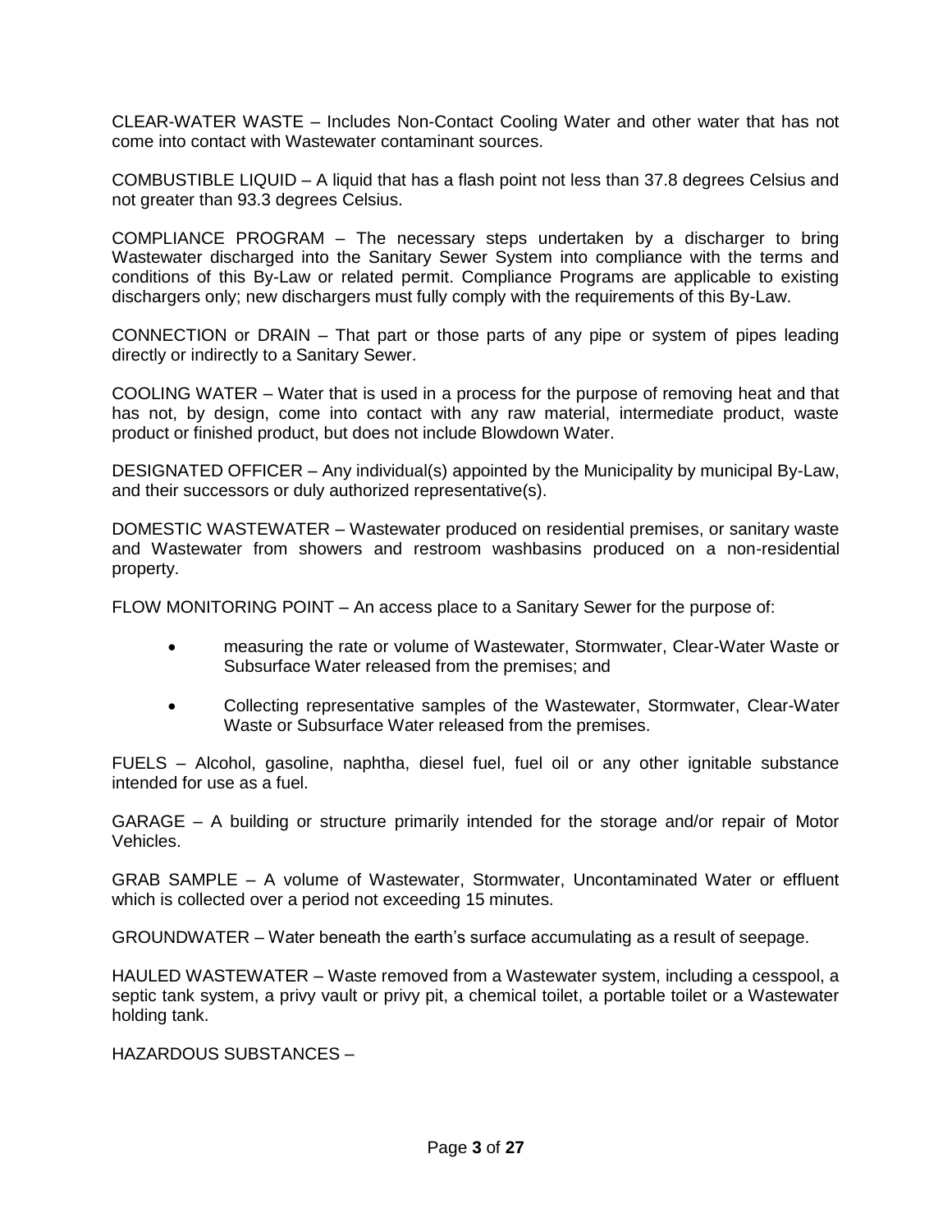CLEAR-WATER WASTE – Includes Non-Contact Cooling Water and other water that has not come into contact with Wastewater contaminant sources.

COMBUSTIBLE LIQUID – A liquid that has a flash point not less than 37.8 degrees Celsius and not greater than 93.3 degrees Celsius.

COMPLIANCE PROGRAM – The necessary steps undertaken by a discharger to bring Wastewater discharged into the Sanitary Sewer System into compliance with the terms and conditions of this By-Law or related permit. Compliance Programs are applicable to existing dischargers only; new dischargers must fully comply with the requirements of this By-Law.

CONNECTION or DRAIN – That part or those parts of any pipe or system of pipes leading directly or indirectly to a Sanitary Sewer.

COOLING WATER – Water that is used in a process for the purpose of removing heat and that has not, by design, come into contact with any raw material, intermediate product, waste product or finished product, but does not include Blowdown Water.

DESIGNATED OFFICER – Any individual(s) appointed by the Municipality by municipal By-Law, and their successors or duly authorized representative(s).

DOMESTIC WASTEWATER – Wastewater produced on residential premises, or sanitary waste and Wastewater from showers and restroom washbasins produced on a non-residential property.

FLOW MONITORING POINT – An access place to a Sanitary Sewer for the purpose of:

- measuring the rate or volume of Wastewater, Stormwater, Clear-Water Waste or Subsurface Water released from the premises; and
- Collecting representative samples of the Wastewater, Stormwater, Clear-Water Waste or Subsurface Water released from the premises.

FUELS – Alcohol, gasoline, naphtha, diesel fuel, fuel oil or any other ignitable substance intended for use as a fuel.

GARAGE – A building or structure primarily intended for the storage and/or repair of Motor Vehicles.

GRAB SAMPLE – A volume of Wastewater, Stormwater, Uncontaminated Water or effluent which is collected over a period not exceeding 15 minutes.

GROUNDWATER – Water beneath the earth's surface accumulating as a result of seepage.

HAULED WASTEWATER – Waste removed from a Wastewater system, including a cesspool, a septic tank system, a privy vault or privy pit, a chemical toilet, a portable toilet or a Wastewater holding tank.

HAZARDOUS SUBSTANCES –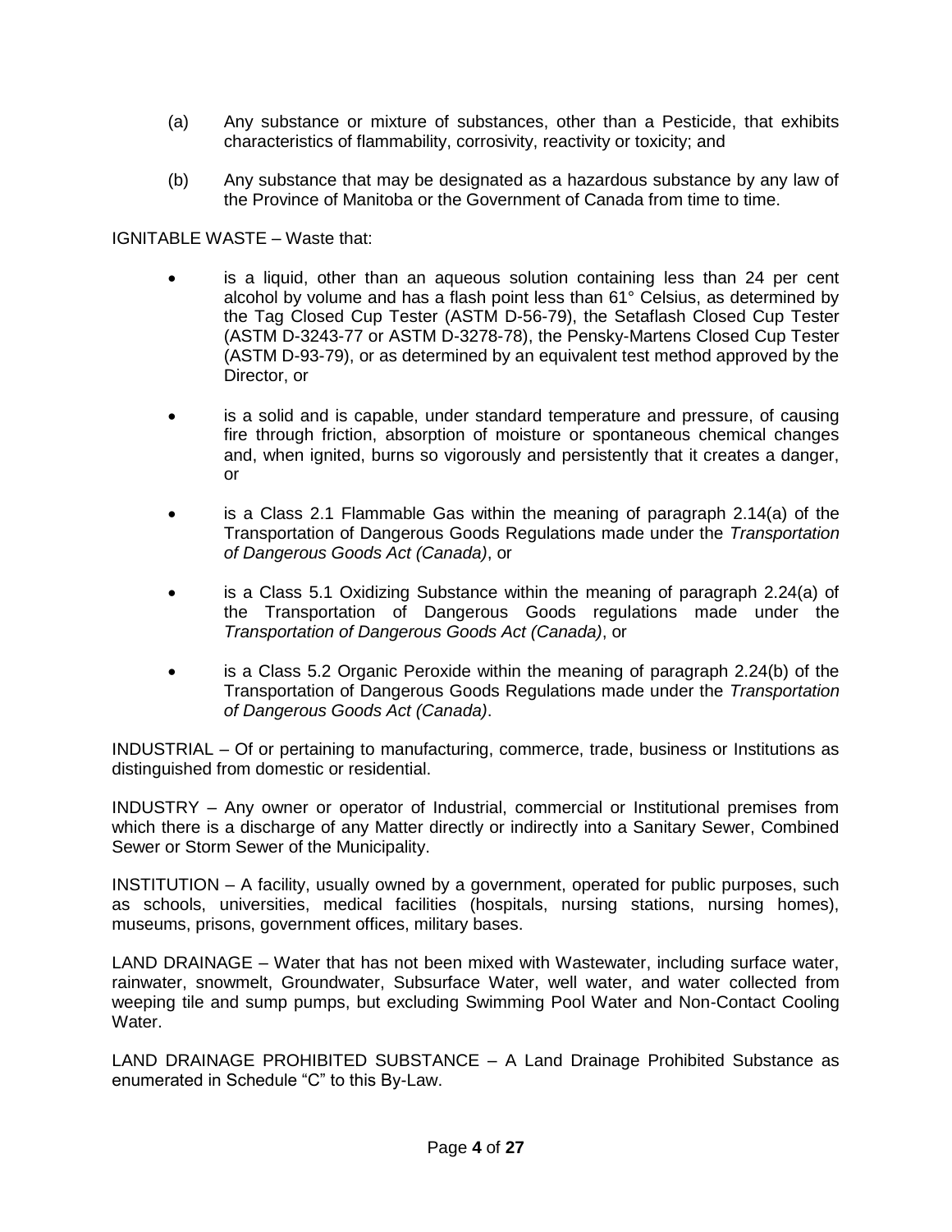(a) Any substance or mixture of substances, other than a Pesticide, that exhibits characteristics of flammability, corrosivity, reactivity or toxicity; and

(b) Any substance that may be designated as a hazardous substance by any law of the Province of Manitoba or the Government of Canada from time to time.

IGNITABLE WASTE – Waste that:

- is a liquid, other than an aqueous solution containing less than 24 per cent alcohol by volume and has a flash point less than 61° Celsius, as determined by the Tag Closed Cup Tester (ASTM D-56-79), the Setaflash Closed Cup Tester (ASTM D-3243-77 or ASTM D-3278-78), the Pensky-Martens Closed Cup Tester (ASTM D-93-79), or as determined by an equivalent test method approved by the Director, or

- is a solid and is capable, under standard temperature and pressure, of causing fire through friction, absorption of moisture or spontaneous chemical changes and, when ignited, burns so vigorously and persistently that it creates a danger, or

- is a Class 2.1 Flammable Gas within the meaning of paragraph 2.14(a) of the Transportation of Dangerous Goods Regulations made under the *Transportation of Dangerous Goods Act (Canada)*, or

- is a Class 5.1 Oxidizing Substance within the meaning of paragraph 2.24(a) of the Transportation of Dangerous Goods regulations made under the *Transportation of Dangerous Goods Act (Canada)*, or

- is a Class 5.2 Organic Peroxide within the meaning of paragraph 2.24(b) of the Transportation of Dangerous Goods Regulations made under the *Transportation of Dangerous Goods Act (Canada)*.

INDUSTRIAL – Of or pertaining to manufacturing, commerce, trade, business or Institutions as distinguished from domestic or residential.

INDUSTRY – Any owner or operator of Industrial, commercial or Institutional premises from which there is a discharge of any Matter directly or indirectly into a Sanitary Sewer, Combined Sewer or Storm Sewer of the Municipality.

INSTITUTION – A facility, usually owned by a government, operated for public purposes, such as schools, universities, medical facilities (hospitals, nursing stations, nursing homes), museums, prisons, government offices, military bases.

LAND DRAINAGE – Water that has not been mixed with Wastewater, including surface water, rainwater, snowmelt, Groundwater, Subsurface Water, well water, and water collected from weeping tile and sump pumps, but excluding Swimming Pool Water and Non-Contact Cooling Water.

LAND DRAINAGE PROHIBITED SUBSTANCE – A Land Drainage Prohibited Substance as enumerated in Schedule "C" to this By-Law.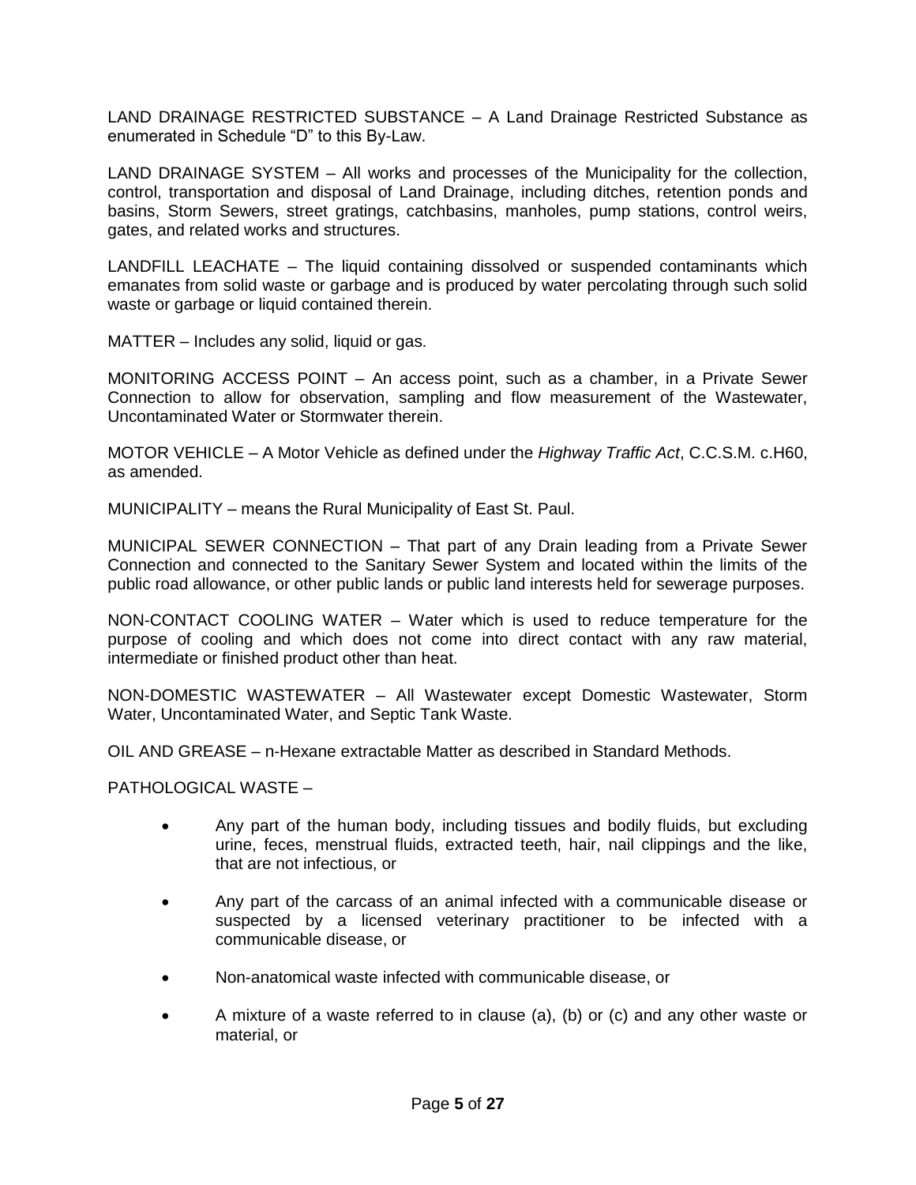LAND DRAINAGE RESTRICTED SUBSTANCE – A Land Drainage Restricted Substance as enumerated in Schedule "D" to this By-Law.

LAND DRAINAGE SYSTEM – All works and processes of the Municipality for the collection, control, transportation and disposal of Land Drainage, including ditches, retention ponds and basins, Storm Sewers, street gratings, catchbasins, manholes, pump stations, control weirs, gates, and related works and structures.

LANDFILL LEACHATE – The liquid containing dissolved or suspended contaminants which emanates from solid waste or garbage and is produced by water percolating through such solid waste or garbage or liquid contained therein.

MATTER – Includes any solid, liquid or gas.

MONITORING ACCESS POINT – An access point, such as a chamber, in a Private Sewer Connection to allow for observation, sampling and flow measurement of the Wastewater, Uncontaminated Water or Stormwater therein.

MOTOR VEHICLE – A Motor Vehicle as defined under the *Highway Traffic Act*, C.C.S.M. c.H60, as amended.

MUNICIPALITY – means the Rural Municipality of East St. Paul.

MUNICIPAL SEWER CONNECTION – That part of any Drain leading from a Private Sewer Connection and connected to the Sanitary Sewer System and located within the limits of the public road allowance, or other public lands or public land interests held for sewerage purposes.

NON-CONTACT COOLING WATER – Water which is used to reduce temperature for the purpose of cooling and which does not come into direct contact with any raw material, intermediate or finished product other than heat.

NON-DOMESTIC WASTEWATER – All Wastewater except Domestic Wastewater, Storm Water, Uncontaminated Water, and Septic Tank Waste.

OIL AND GREASE – n-Hexane extractable Matter as described in Standard Methods.

PATHOLOGICAL WASTE –

- Any part of the human body, including tissues and bodily fluids, but excluding urine, feces, menstrual fluids, extracted teeth, hair, nail clippings and the like, that are not infectious, or
- Any part of the carcass of an animal infected with a communicable disease or suspected by a licensed veterinary practitioner to be infected with a communicable disease, or
- Non-anatomical waste infected with communicable disease, or
- A mixture of a waste referred to in clause (a), (b) or (c) and any other waste or material, or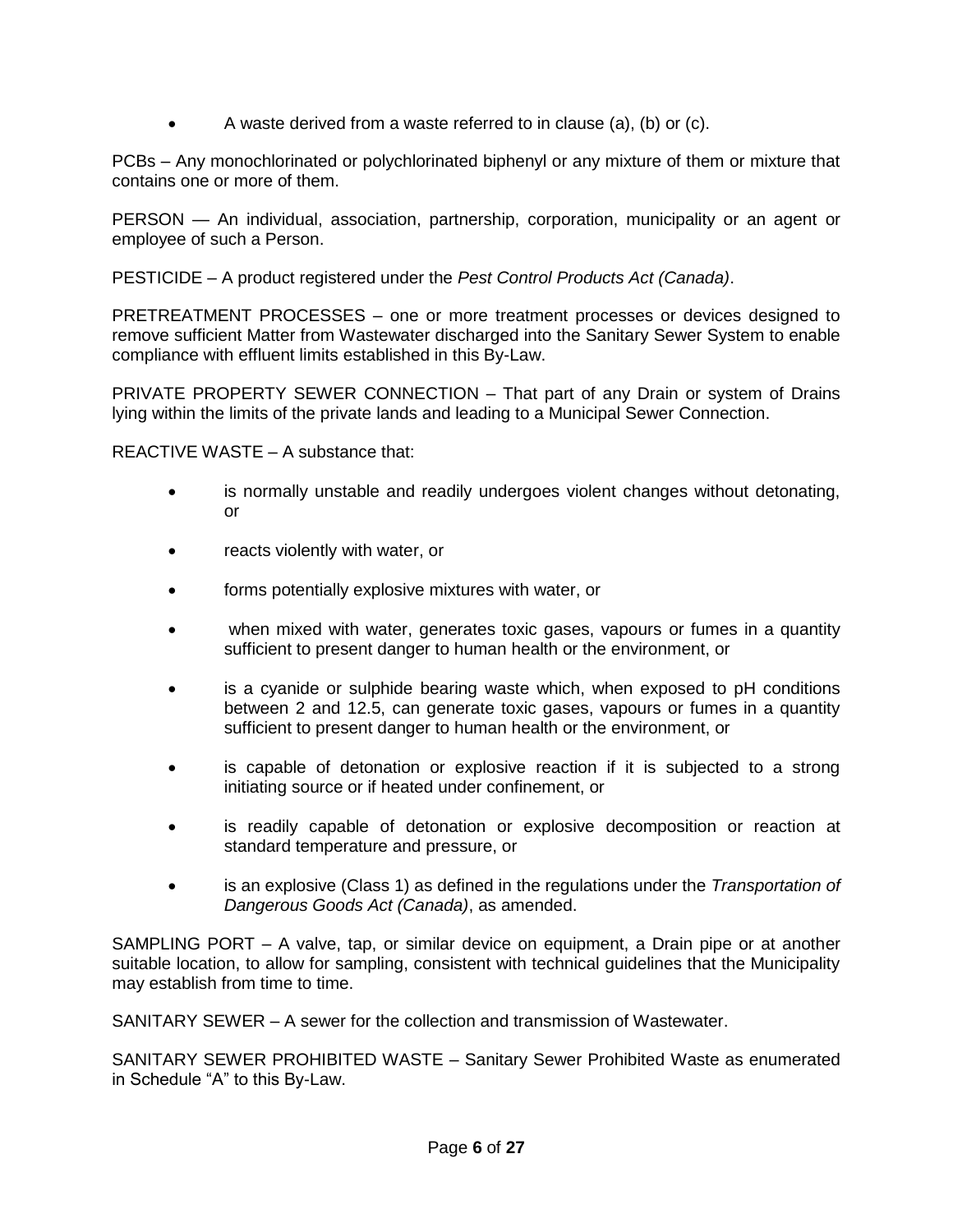- A waste derived from a waste referred to in clause (a), (b) or (c).

PCBs – Any monochlorinated or polychlorinated biphenyl or any mixture of them or mixture that contains one or more of them.

PERSON — An individual, association, partnership, corporation, municipality or an agent or employee of such a Person.

PESTICIDE – A product registered under the *Pest Control Products Act (Canada)*.

PRETREATMENT PROCESSES – one or more treatment processes or devices designed to remove sufficient Matter from Wastewater discharged into the Sanitary Sewer System to enable compliance with effluent limits established in this By-Law.

PRIVATE PROPERTY SEWER CONNECTION – That part of any Drain or system of Drains lying within the limits of the private lands and leading to a Municipal Sewer Connection.

REACTIVE WASTE – A substance that:

- is normally unstable and readily undergoes violent changes without detonating, or
- reacts violently with water, or
- forms potentially explosive mixtures with water, or
- when mixed with water, generates toxic gases, vapours or fumes in a quantity sufficient to present danger to human health or the environment, or
- is a cyanide or sulphide bearing waste which, when exposed to pH conditions between 2 and 12.5, can generate toxic gases, vapours or fumes in a quantity sufficient to present danger to human health or the environment, or
- is capable of detonation or explosive reaction if it is subjected to a strong initiating source or if heated under confinement, or
- is readily capable of detonation or explosive decomposition or reaction at standard temperature and pressure, or
- is an explosive (Class 1) as defined in the regulations under the *Transportation of Dangerous Goods Act (Canada)*, as amended.

SAMPLING PORT – A valve, tap, or similar device on equipment, a Drain pipe or at another suitable location, to allow for sampling, consistent with technical guidelines that the Municipality may establish from time to time.

SANITARY SEWER – A sewer for the collection and transmission of Wastewater.

SANITARY SEWER PROHIBITED WASTE – Sanitary Sewer Prohibited Waste as enumerated in Schedule "A" to this By-Law.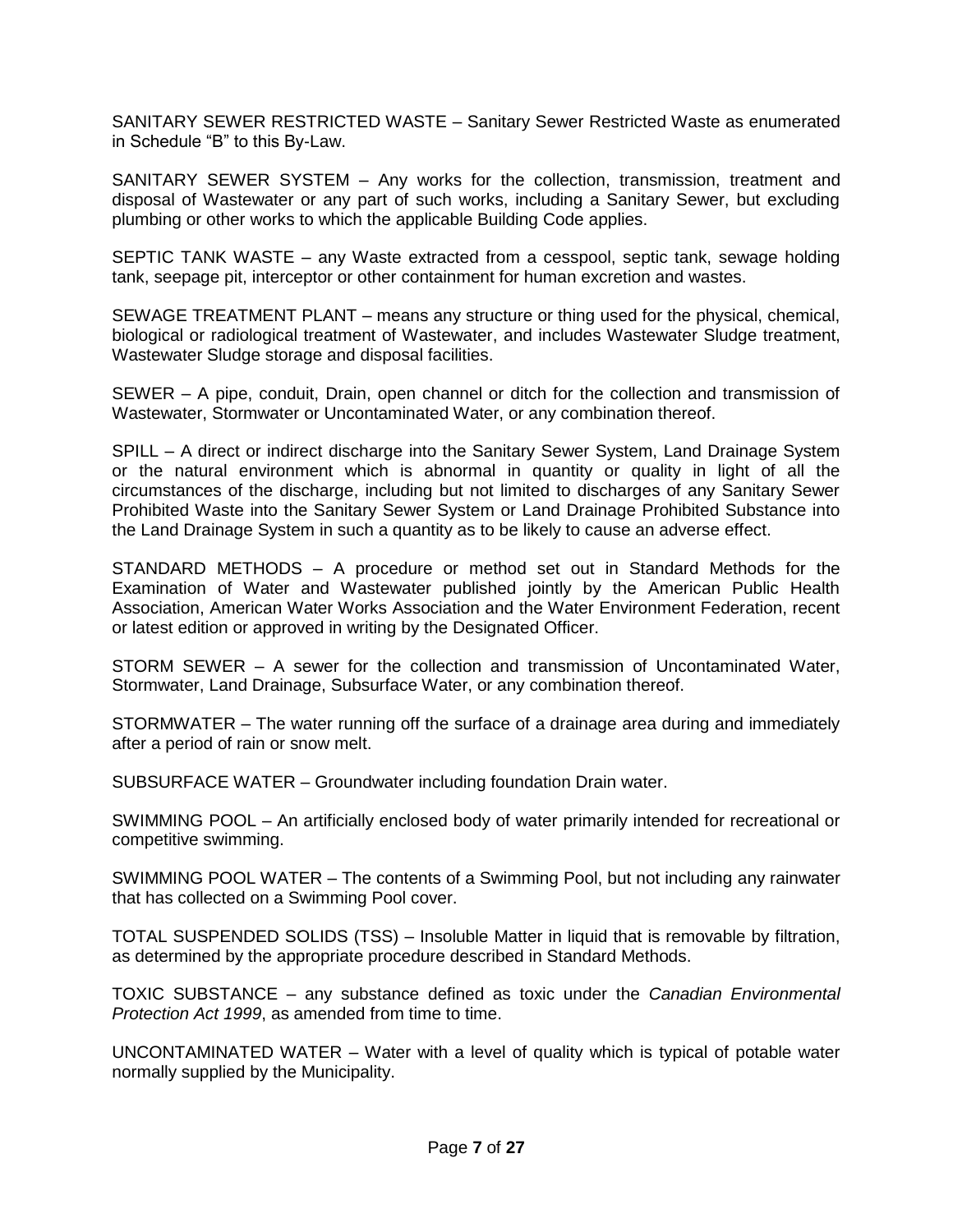SANITARY SEWER RESTRICTED WASTE – Sanitary Sewer Restricted Waste as enumerated in Schedule "B" to this By-Law.

SANITARY SEWER SYSTEM – Any works for the collection, transmission, treatment and disposal of Wastewater or any part of such works, including a Sanitary Sewer, but excluding plumbing or other works to which the applicable Building Code applies.

SEPTIC TANK WASTE – any Waste extracted from a cesspool, septic tank, sewage holding tank, seepage pit, interceptor or other containment for human excretion and wastes.

SEWAGE TREATMENT PLANT – means any structure or thing used for the physical, chemical, biological or radiological treatment of Wastewater, and includes Wastewater Sludge treatment, Wastewater Sludge storage and disposal facilities.

SEWER – A pipe, conduit, Drain, open channel or ditch for the collection and transmission of Wastewater, Stormwater or Uncontaminated Water, or any combination thereof.

SPILL – A direct or indirect discharge into the Sanitary Sewer System, Land Drainage System or the natural environment which is abnormal in quantity or quality in light of all the circumstances of the discharge, including but not limited to discharges of any Sanitary Sewer Prohibited Waste into the Sanitary Sewer System or Land Drainage Prohibited Substance into the Land Drainage System in such a quantity as to be likely to cause an adverse effect.

STANDARD METHODS – A procedure or method set out in Standard Methods for the Examination of Water and Wastewater published jointly by the American Public Health Association, American Water Works Association and the Water Environment Federation, recent or latest edition or approved in writing by the Designated Officer.

STORM SEWER – A sewer for the collection and transmission of Uncontaminated Water, Stormwater, Land Drainage, Subsurface Water, or any combination thereof.

STORMWATER – The water running off the surface of a drainage area during and immediately after a period of rain or snow melt.

SUBSURFACE WATER – Groundwater including foundation Drain water.

SWIMMING POOL – An artificially enclosed body of water primarily intended for recreational or competitive swimming.

SWIMMING POOL WATER – The contents of a Swimming Pool, but not including any rainwater that has collected on a Swimming Pool cover.

TOTAL SUSPENDED SOLIDS (TSS) – Insoluble Matter in liquid that is removable by filtration, as determined by the appropriate procedure described in Standard Methods.

TOXIC SUBSTANCE – any substance defined as toxic under the *Canadian Environmental Protection Act 1999*, as amended from time to time.

UNCONTAMINATED WATER – Water with a level of quality which is typical of potable water normally supplied by the Municipality.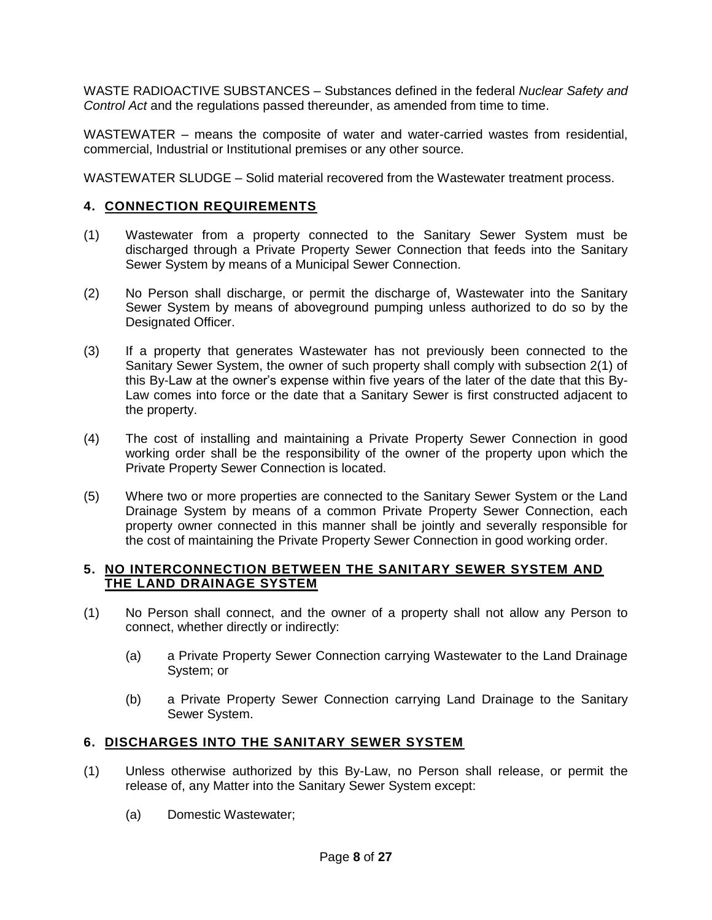WASTE RADIOACTIVE SUBSTANCES – Substances defined in the federal *Nuclear Safety and Control Act* and the regulations passed thereunder, as amended from time to time.

WASTEWATER – means the composite of water and water-carried wastes from residential, commercial, Industrial or Institutional premises or any other source.

WASTEWATER SLUDGE – Solid material recovered from the Wastewater treatment process.

## 4. CONNECTION REQUIREMENTS

(1) Wastewater from a property connected to the Sanitary Sewer System must be discharged through a Private Property Sewer Connection that feeds into the Sanitary Sewer System by means of a Municipal Sewer Connection.

(2) No Person shall discharge, or permit the discharge of, Wastewater into the Sanitary Sewer System by means of aboveground pumping unless authorized to do so by the Designated Officer.

(3) If a property that generates Wastewater has not previously been connected to the Sanitary Sewer System, the owner of such property shall comply with subsection 2(1) of this By-Law at the owner's expense within five years of the later of the date that this By-Law comes into force or the date that a Sanitary Sewer is first constructed adjacent to the property.

(4) The cost of installing and maintaining a Private Property Sewer Connection in good working order shall be the responsibility of the owner of the property upon which the Private Property Sewer Connection is located.

(5) Where two or more properties are connected to the Sanitary Sewer System or the Land Drainage System by means of a common Private Property Sewer Connection, each property owner connected in this manner shall be jointly and severally responsible for the cost of maintaining the Private Property Sewer Connection in good working order.

## 5. NO INTERCONNECTION BETWEEN THE SANITARY SEWER SYSTEM AND THE LAND DRAINAGE SYSTEM

(1) No Person shall connect, and the owner of a property shall not allow any Person to connect, whether directly or indirectly:

   (a) a Private Property Sewer Connection carrying Wastewater to the Land Drainage System; or

   (b) a Private Property Sewer Connection carrying Land Drainage to the Sanitary Sewer System.

## 6. DISCHARGES INTO THE SANITARY SEWER SYSTEM

(1) Unless otherwise authorized by this By-Law, no Person shall release, or permit the release of, any Matter into the Sanitary Sewer System except:

   (a) Domestic Wastewater;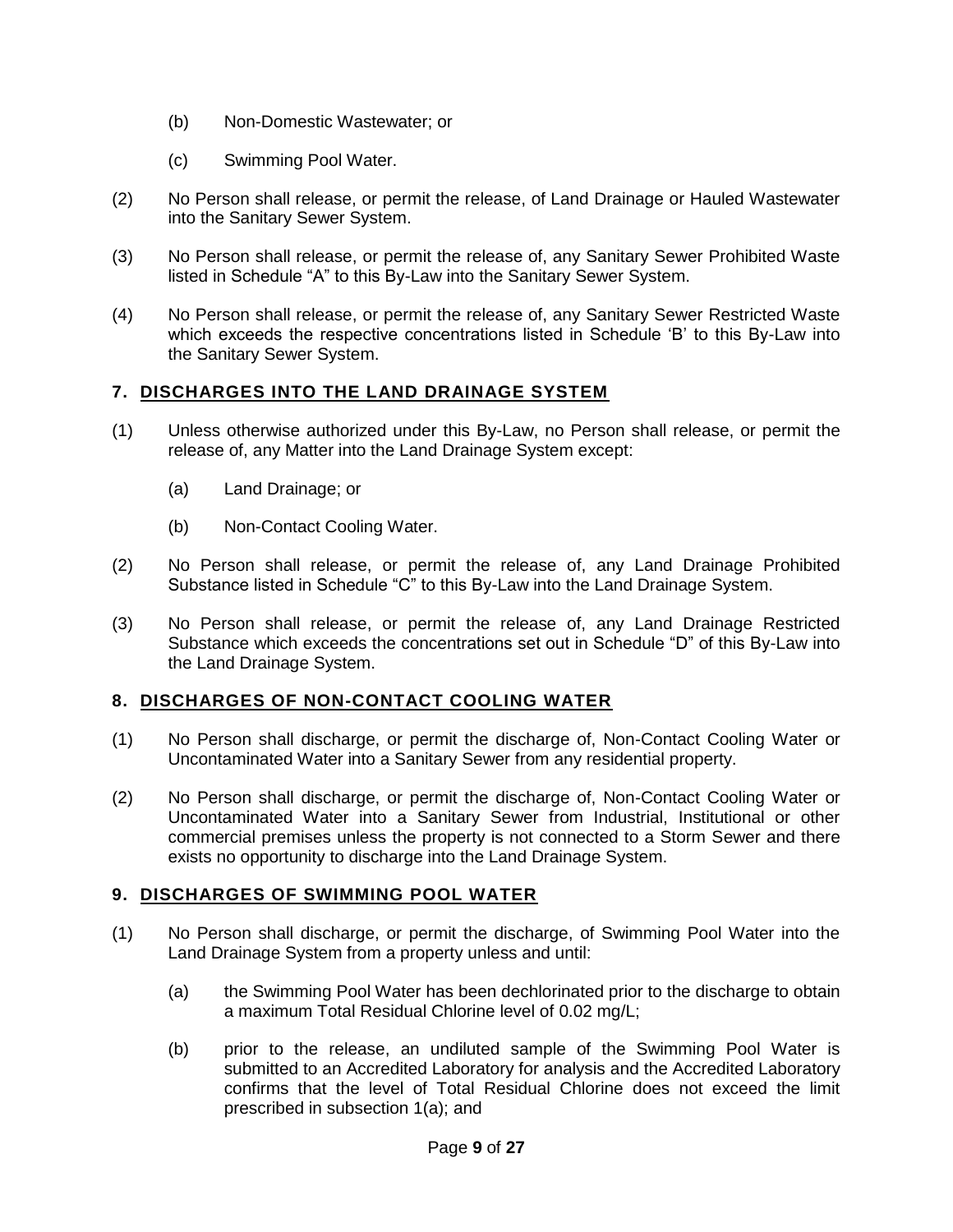(b) Non-Domestic Wastewater; or

(c) Swimming Pool Water.

(2) No Person shall release, or permit the release, of Land Drainage or Hauled Wastewater into the Sanitary Sewer System.

(3) No Person shall release, or permit the release of, any Sanitary Sewer Prohibited Waste listed in Schedule "A" to this By-Law into the Sanitary Sewer System.

(4) No Person shall release, or permit the release of, any Sanitary Sewer Restricted Waste which exceeds the respective concentrations listed in Schedule 'B' to this By-Law into the Sanitary Sewer System.

## 7. DISCHARGES INTO THE LAND DRAINAGE SYSTEM

(1) Unless otherwise authorized under this By-Law, no Person shall release, or permit the release of, any Matter into the Land Drainage System except:

(a) Land Drainage; or

(b) Non-Contact Cooling Water.

(2) No Person shall release, or permit the release of, any Land Drainage Prohibited Substance listed in Schedule "C" to this By-Law into the Land Drainage System.

(3) No Person shall release, or permit the release of, any Land Drainage Restricted Substance which exceeds the concentrations set out in Schedule "D" of this By-Law into the Land Drainage System.

## 8. DISCHARGES OF NON-CONTACT COOLING WATER

(1) No Person shall discharge, or permit the discharge of, Non-Contact Cooling Water or Uncontaminated Water into a Sanitary Sewer from any residential property.

(2) No Person shall discharge, or permit the discharge of, Non-Contact Cooling Water or Uncontaminated Water into a Sanitary Sewer from Industrial, Institutional or other commercial premises unless the property is not connected to a Storm Sewer and there exists no opportunity to discharge into the Land Drainage System.

## 9. DISCHARGES OF SWIMMING POOL WATER

(1) No Person shall discharge, or permit the discharge, of Swimming Pool Water into the Land Drainage System from a property unless and until:

(a) the Swimming Pool Water has been dechlorinated prior to the discharge to obtain a maximum Total Residual Chlorine level of 0.02 mg/L;

(b) prior to the release, an undiluted sample of the Swimming Pool Water is submitted to an Accredited Laboratory for analysis and the Accredited Laboratory confirms that the level of Total Residual Chlorine does not exceed the limit prescribed in subsection 1(a); and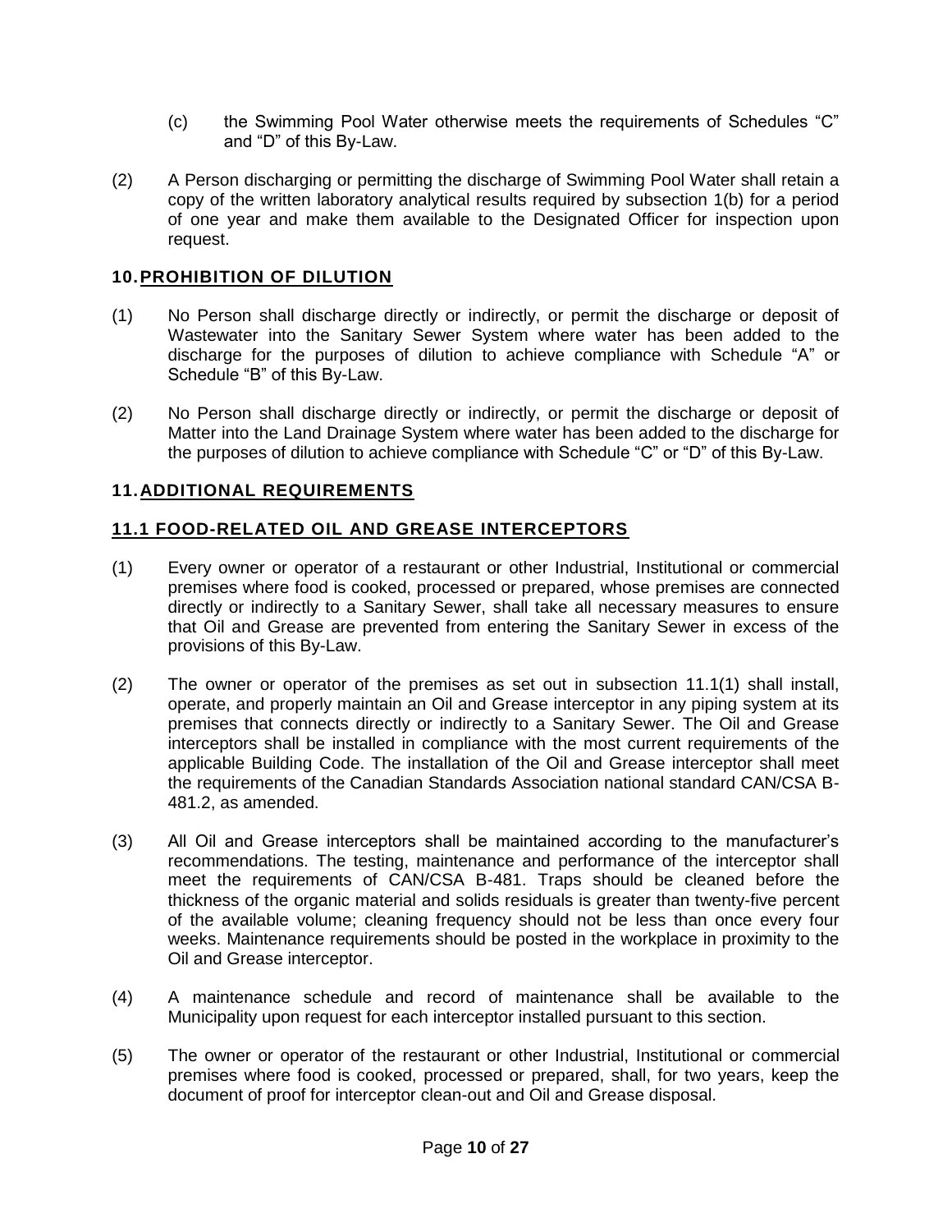(c) the Swimming Pool Water otherwise meets the requirements of Schedules "C" and "D" of this By-Law.

(2) A Person discharging or permitting the discharge of Swimming Pool Water shall retain a copy of the written laboratory analytical results required by subsection 1(b) for a period of one year and make them available to the Designated Officer for inspection upon request.

## 10. PROHIBITION OF DILUTION

(1) No Person shall discharge directly or indirectly, or permit the discharge or deposit of Wastewater into the Sanitary Sewer System where water has been added to the discharge for the purposes of dilution to achieve compliance with Schedule "A" or Schedule "B" of this By-Law.

(2) No Person shall discharge directly or indirectly, or permit the discharge or deposit of Matter into the Land Drainage System where water has been added to the discharge for the purposes of dilution to achieve compliance with Schedule "C" or "D" of this By-Law.

## 11. ADDITIONAL REQUIREMENTS

### 11.1 FOOD-RELATED OIL AND GREASE INTERCEPTORS

(1) Every owner or operator of a restaurant or other Industrial, Institutional or commercial premises where food is cooked, processed or prepared, whose premises are connected directly or indirectly to a Sanitary Sewer, shall take all necessary measures to ensure that Oil and Grease are prevented from entering the Sanitary Sewer in excess of the provisions of this By-Law.

(2) The owner or operator of the premises as set out in subsection 11.1(1) shall install, operate, and properly maintain an Oil and Grease interceptor in any piping system at its premises that connects directly or indirectly to a Sanitary Sewer. The Oil and Grease interceptors shall be installed in compliance with the most current requirements of the applicable Building Code. The installation of the Oil and Grease interceptor shall meet the requirements of the Canadian Standards Association national standard CAN/CSA B-481.2, as amended.

(3) All Oil and Grease interceptors shall be maintained according to the manufacturer's recommendations. The testing, maintenance and performance of the interceptor shall meet the requirements of CAN/CSA B-481. Traps should be cleaned before the thickness of the organic material and solids residuals is greater than twenty-five percent of the available volume; cleaning frequency should not be less than once every four weeks. Maintenance requirements should be posted in the workplace in proximity to the Oil and Grease interceptor.

(4) A maintenance schedule and record of maintenance shall be available to the Municipality upon request for each interceptor installed pursuant to this section.

(5) The owner or operator of the restaurant or other Industrial, Institutional or commercial premises where food is cooked, processed or prepared, shall, for two years, keep the document of proof for interceptor clean-out and Oil and Grease disposal.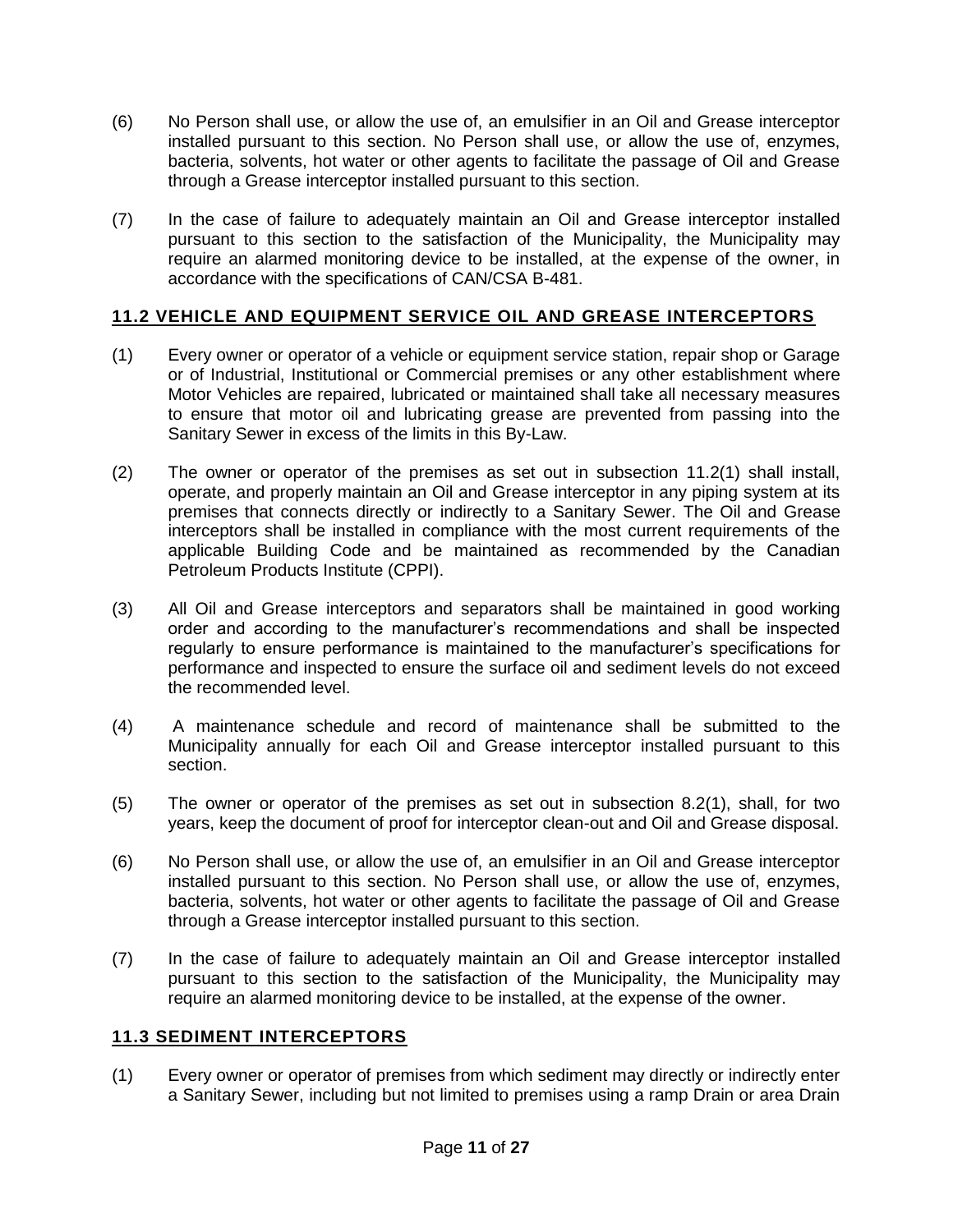(6) No Person shall use, or allow the use of, an emulsifier in an Oil and Grease interceptor installed pursuant to this section. No Person shall use, or allow the use of, enzymes, bacteria, solvents, hot water or other agents to facilitate the passage of Oil and Grease through a Grease interceptor installed pursuant to this section.

(7) In the case of failure to adequately maintain an Oil and Grease interceptor installed pursuant to this section to the satisfaction of the Municipality, the Municipality may require an alarmed monitoring device to be installed, at the expense of the owner, in accordance with the specifications of CAN/CSA B-481.

## 11.2 VEHICLE AND EQUIPMENT SERVICE OIL AND GREASE INTERCEPTORS

(1) Every owner or operator of a vehicle or equipment service station, repair shop or Garage or of Industrial, Institutional or Commercial premises or any other establishment where Motor Vehicles are repaired, lubricated or maintained shall take all necessary measures to ensure that motor oil and lubricating grease are prevented from passing into the Sanitary Sewer in excess of the limits in this By-Law.

(2) The owner or operator of the premises as set out in subsection 11.2(1) shall install, operate, and properly maintain an Oil and Grease interceptor in any piping system at its premises that connects directly or indirectly to a Sanitary Sewer. The Oil and Grease interceptors shall be installed in compliance with the most current requirements of the applicable Building Code and be maintained as recommended by the Canadian Petroleum Products Institute (CPPI).

(3) All Oil and Grease interceptors and separators shall be maintained in good working order and according to the manufacturer's recommendations and shall be inspected regularly to ensure performance is maintained to the manufacturer's specifications for performance and inspected to ensure the surface oil and sediment levels do not exceed the recommended level.

(4) A maintenance schedule and record of maintenance shall be submitted to the Municipality annually for each Oil and Grease interceptor installed pursuant to this section.

(5) The owner or operator of the premises as set out in subsection 8.2(1), shall, for two years, keep the document of proof for interceptor clean-out and Oil and Grease disposal.

(6) No Person shall use, or allow the use of, an emulsifier in an Oil and Grease interceptor installed pursuant to this section. No Person shall use, or allow the use of, enzymes, bacteria, solvents, hot water or other agents to facilitate the passage of Oil and Grease through a Grease interceptor installed pursuant to this section.

(7) In the case of failure to adequately maintain an Oil and Grease interceptor installed pursuant to this section to the satisfaction of the Municipality, the Municipality may require an alarmed monitoring device to be installed, at the expense of the owner.

## 11.3 SEDIMENT INTERCEPTORS

(1) Every owner or operator of premises from which sediment may directly or indirectly enter a Sanitary Sewer, including but not limited to premises using a ramp Drain or area Drain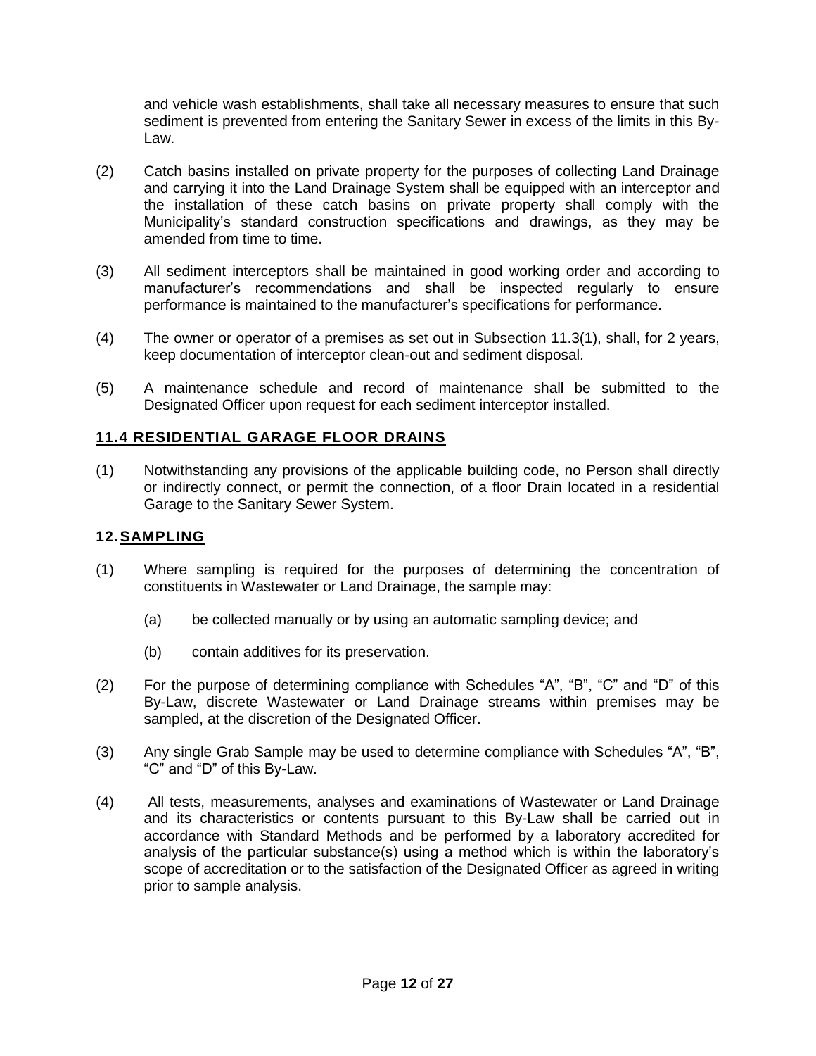and vehicle wash establishments, shall take all necessary measures to ensure that such sediment is prevented from entering the Sanitary Sewer in excess of the limits in this By-Law.

(2) Catch basins installed on private property for the purposes of collecting Land Drainage and carrying it into the Land Drainage System shall be equipped with an interceptor and the installation of these catch basins on private property shall comply with the Municipality's standard construction specifications and drawings, as they may be amended from time to time.

(3) All sediment interceptors shall be maintained in good working order and according to manufacturer's recommendations and shall be inspected regularly to ensure performance is maintained to the manufacturer's specifications for performance.

(4) The owner or operator of a premises as set out in Subsection 11.3(1), shall, for 2 years, keep documentation of interceptor clean-out and sediment disposal.

(5) A maintenance schedule and record of maintenance shall be submitted to the Designated Officer upon request for each sediment interceptor installed.

### 11.4 RESIDENTIAL GARAGE FLOOR DRAINS

(1) Notwithstanding any provisions of the applicable building code, no Person shall directly or indirectly connect, or permit the connection, of a floor Drain located in a residential Garage to the Sanitary Sewer System.

## 12. SAMPLING

(1) Where sampling is required for the purposes of determining the concentration of constituents in Wastewater or Land Drainage, the sample may:

   (a) be collected manually or by using an automatic sampling device; and

   (b) contain additives for its preservation.

(2) For the purpose of determining compliance with Schedules "A", "B", "C" and "D" of this By-Law, discrete Wastewater or Land Drainage streams within premises may be sampled, at the discretion of the Designated Officer.

(3) Any single Grab Sample may be used to determine compliance with Schedules "A", "B", "C" and "D" of this By-Law.

(4) All tests, measurements, analyses and examinations of Wastewater or Land Drainage and its characteristics or contents pursuant to this By-Law shall be carried out in accordance with Standard Methods and be performed by a laboratory accredited for analysis of the particular substance(s) using a method which is within the laboratory's scope of accreditation or to the satisfaction of the Designated Officer as agreed in writing prior to sample analysis.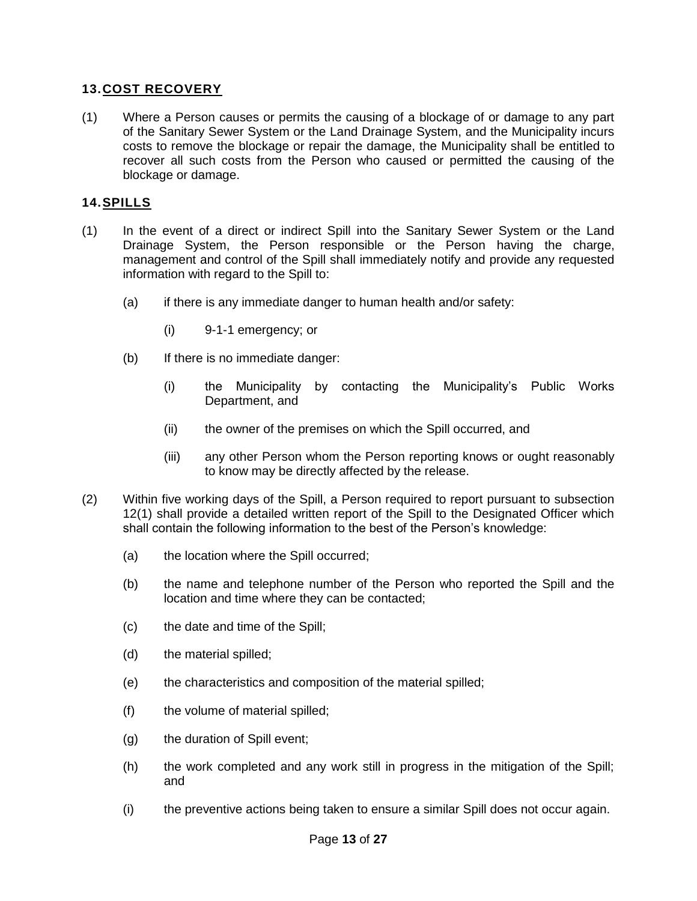## 13. COST RECOVERY

(1) Where a Person causes or permits the causing of a blockage of or damage to any part of the Sanitary Sewer System or the Land Drainage System, and the Municipality incurs costs to remove the blockage or repair the damage, the Municipality shall be entitled to recover all such costs from the Person who caused or permitted the causing of the blockage or damage.

## 14. SPILLS

(1) In the event of a direct or indirect Spill into the Sanitary Sewer System or the Land Drainage System, the Person responsible or the Person having the charge, management and control of the Spill shall immediately notify and provide any requested information with regard to the Spill to:

  (a) if there is any immediate danger to human health and/or safety:

    (i) 9-1-1 emergency; or

  (b) If there is no immediate danger:

    (i) the Municipality by contacting the Municipality's Public Works Department, and

    (ii) the owner of the premises on which the Spill occurred, and

    (iii) any other Person whom the Person reporting knows or ought reasonably to know may be directly affected by the release.

(2) Within five working days of the Spill, a Person required to report pursuant to subsection 12(1) shall provide a detailed written report of the Spill to the Designated Officer which shall contain the following information to the best of the Person's knowledge:

  (a) the location where the Spill occurred;

  (b) the name and telephone number of the Person who reported the Spill and the location and time where they can be contacted;

  (c) the date and time of the Spill;

  (d) the material spilled;

  (e) the characteristics and composition of the material spilled;

  (f) the volume of material spilled;

  (g) the duration of Spill event;

  (h) the work completed and any work still in progress in the mitigation of the Spill; and

  (i) the preventive actions being taken to ensure a similar Spill does not occur again.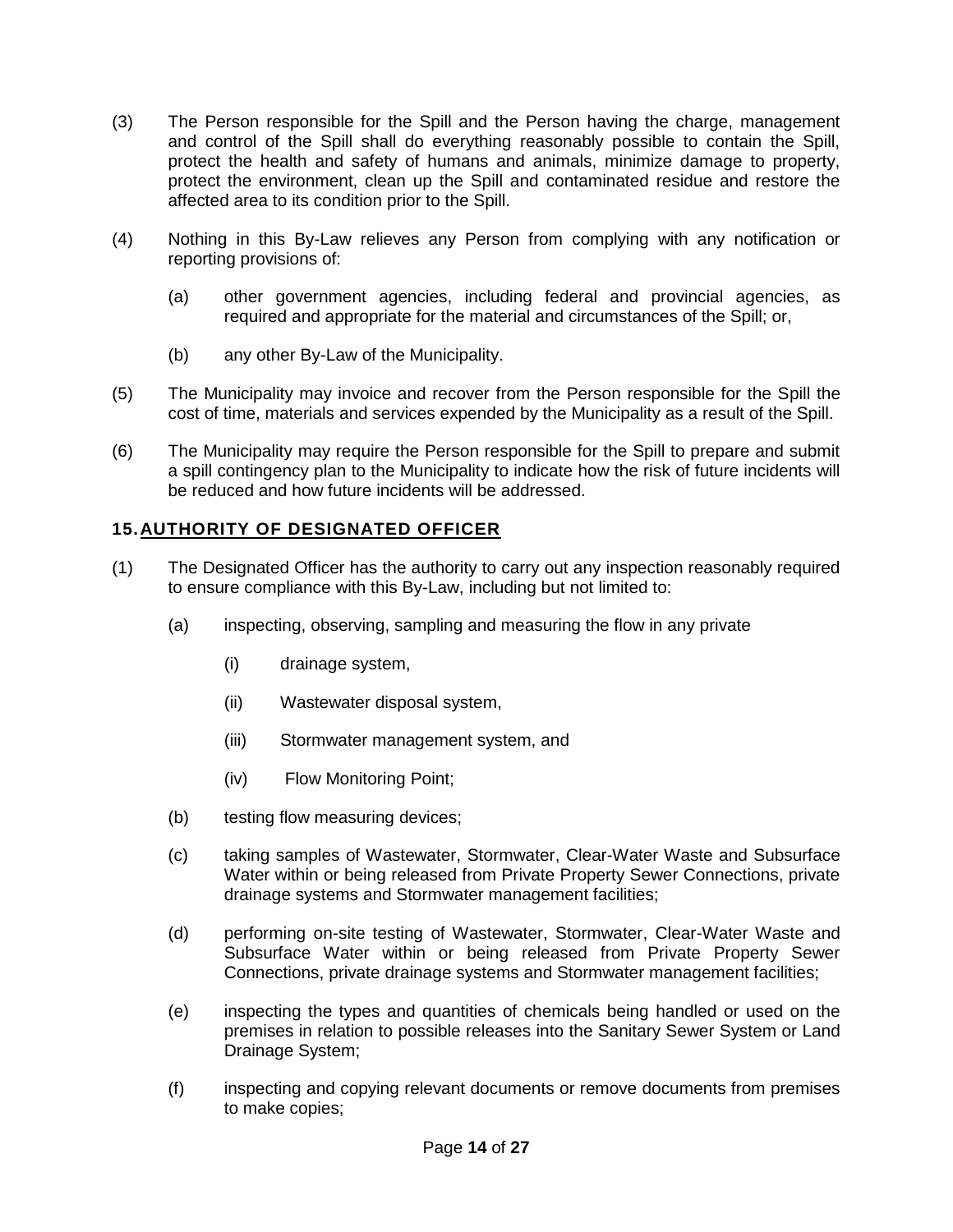(3) The Person responsible for the Spill and the Person having the charge, management and control of the Spill shall do everything reasonably possible to contain the Spill, protect the health and safety of humans and animals, minimize damage to property, protect the environment, clean up the Spill and contaminated residue and restore the affected area to its condition prior to the Spill.

(4) Nothing in this By-Law relieves any Person from complying with any notification or reporting provisions of:

(a) other government agencies, including federal and provincial agencies, as required and appropriate for the material and circumstances of the Spill; or,

(b) any other By-Law of the Municipality.

(5) The Municipality may invoice and recover from the Person responsible for the Spill the cost of time, materials and services expended by the Municipality as a result of the Spill.

(6) The Municipality may require the Person responsible for the Spill to prepare and submit a spill contingency plan to the Municipality to indicate how the risk of future incidents will be reduced and how future incidents will be addressed.

## 15. AUTHORITY OF DESIGNATED OFFICER

(1) The Designated Officer has the authority to carry out any inspection reasonably required to ensure compliance with this By-Law, including but not limited to:

(a) inspecting, observing, sampling and measuring the flow in any private

(i) drainage system,

(ii) Wastewater disposal system,

(iii) Stormwater management system, and

(iv) Flow Monitoring Point;

(b) testing flow measuring devices;

(c) taking samples of Wastewater, Stormwater, Clear-Water Waste and Subsurface Water within or being released from Private Property Sewer Connections, private drainage systems and Stormwater management facilities;

(d) performing on-site testing of Wastewater, Stormwater, Clear-Water Waste and Subsurface Water within or being released from Private Property Sewer Connections, private drainage systems and Stormwater management facilities;

(e) inspecting the types and quantities of chemicals being handled or used on the premises in relation to possible releases into the Sanitary Sewer System or Land Drainage System;

(f) inspecting and copying relevant documents or remove documents from premises to make copies;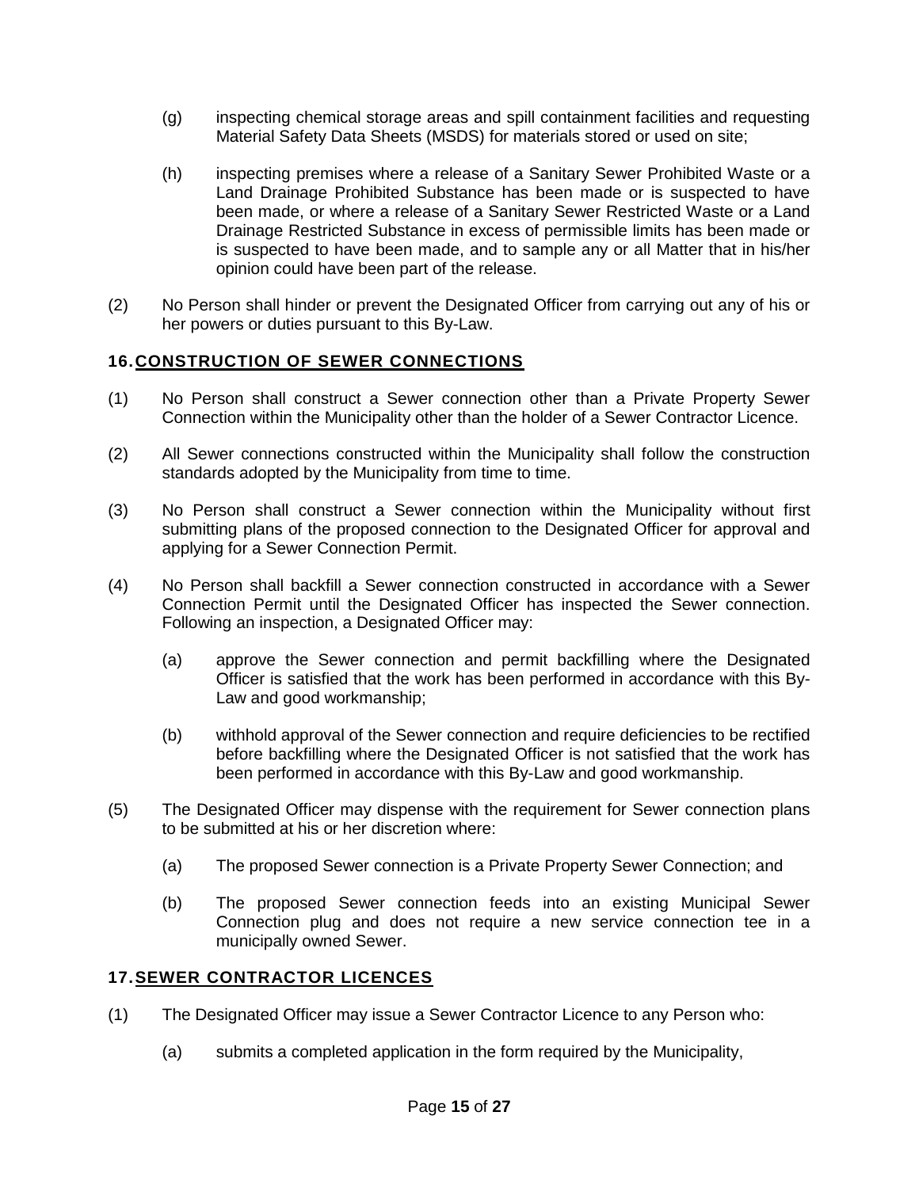(g) inspecting chemical storage areas and spill containment facilities and requesting Material Safety Data Sheets (MSDS) for materials stored or used on site;

(h) inspecting premises where a release of a Sanitary Sewer Prohibited Waste or a Land Drainage Prohibited Substance has been made or is suspected to have been made, or where a release of a Sanitary Sewer Restricted Waste or a Land Drainage Restricted Substance in excess of permissible limits has been made or is suspected to have been made, and to sample any or all Matter that in his/her opinion could have been part of the release.

(2) No Person shall hinder or prevent the Designated Officer from carrying out any of his or her powers or duties pursuant to this By-Law.

## 16. CONSTRUCTION OF SEWER CONNECTIONS

(1) No Person shall construct a Sewer connection other than a Private Property Sewer Connection within the Municipality other than the holder of a Sewer Contractor Licence.

(2) All Sewer connections constructed within the Municipality shall follow the construction standards adopted by the Municipality from time to time.

(3) No Person shall construct a Sewer connection within the Municipality without first submitting plans of the proposed connection to the Designated Officer for approval and applying for a Sewer Connection Permit.

(4) No Person shall backfill a Sewer connection constructed in accordance with a Sewer Connection Permit until the Designated Officer has inspected the Sewer connection. Following an inspection, a Designated Officer may:

(a) approve the Sewer connection and permit backfilling where the Designated Officer is satisfied that the work has been performed in accordance with this By-Law and good workmanship;

(b) withhold approval of the Sewer connection and require deficiencies to be rectified before backfilling where the Designated Officer is not satisfied that the work has been performed in accordance with this By-Law and good workmanship.

(5) The Designated Officer may dispense with the requirement for Sewer connection plans to be submitted at his or her discretion where:

(a) The proposed Sewer connection is a Private Property Sewer Connection; and

(b) The proposed Sewer connection feeds into an existing Municipal Sewer Connection plug and does not require a new service connection tee in a municipally owned Sewer.

## 17. SEWER CONTRACTOR LICENCES

(1) The Designated Officer may issue a Sewer Contractor Licence to any Person who:

(a) submits a completed application in the form required by the Municipality,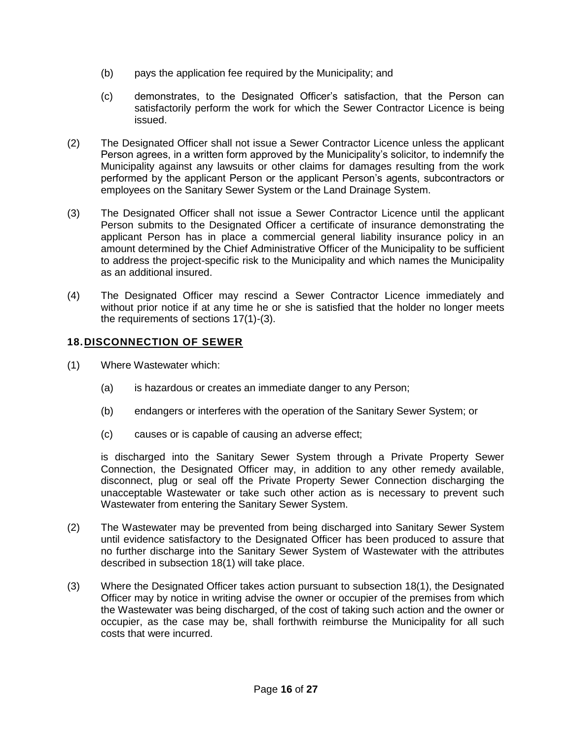(b) pays the application fee required by the Municipality; and

(c) demonstrates, to the Designated Officer's satisfaction, that the Person can satisfactorily perform the work for which the Sewer Contractor Licence is being issued.

(2) The Designated Officer shall not issue a Sewer Contractor Licence unless the applicant Person agrees, in a written form approved by the Municipality's solicitor, to indemnify the Municipality against any lawsuits or other claims for damages resulting from the work performed by the applicant Person or the applicant Person's agents, subcontractors or employees on the Sanitary Sewer System or the Land Drainage System.

(3) The Designated Officer shall not issue a Sewer Contractor Licence until the applicant Person submits to the Designated Officer a certificate of insurance demonstrating the applicant Person has in place a commercial general liability insurance policy in an amount determined by the Chief Administrative Officer of the Municipality to be sufficient to address the project-specific risk to the Municipality and which names the Municipality as an additional insured.

(4) The Designated Officer may rescind a Sewer Contractor Licence immediately and without prior notice if at any time he or she is satisfied that the holder no longer meets the requirements of sections 17(1)-(3).

## 18. DISCONNECTION OF SEWER

(1) Where Wastewater which:

(a) is hazardous or creates an immediate danger to any Person;

(b) endangers or interferes with the operation of the Sanitary Sewer System; or

(c) causes or is capable of causing an adverse effect;

is discharged into the Sanitary Sewer System through a Private Property Sewer Connection, the Designated Officer may, in addition to any other remedy available, disconnect, plug or seal off the Private Property Sewer Connection discharging the unacceptable Wastewater or take such other action as is necessary to prevent such Wastewater from entering the Sanitary Sewer System.

(2) The Wastewater may be prevented from being discharged into Sanitary Sewer System until evidence satisfactory to the Designated Officer has been produced to assure that no further discharge into the Sanitary Sewer System of Wastewater with the attributes described in subsection 18(1) will take place.

(3) Where the Designated Officer takes action pursuant to subsection 18(1), the Designated Officer may by notice in writing advise the owner or occupier of the premises from which the Wastewater was being discharged, of the cost of taking such action and the owner or occupier, as the case may be, shall forthwith reimburse the Municipality for all such costs that were incurred.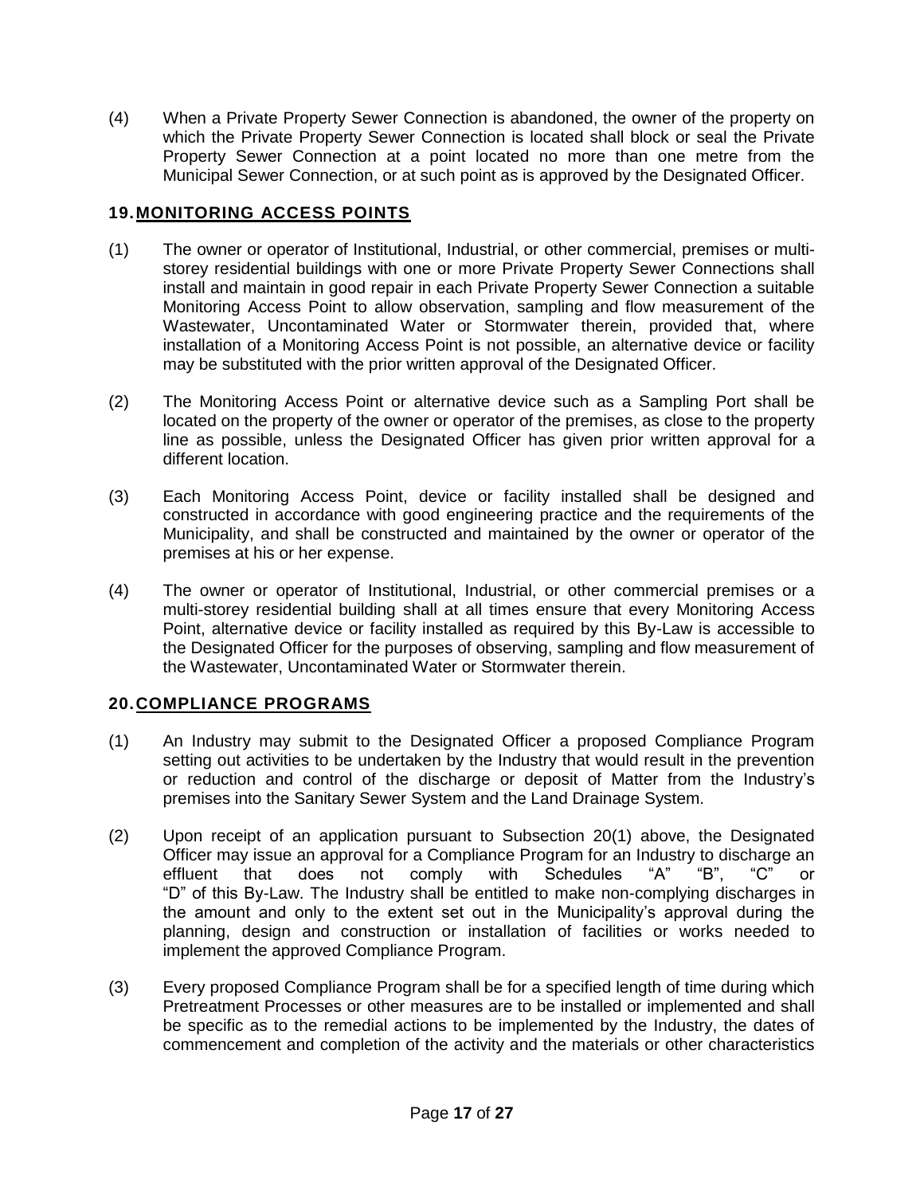(4) When a Private Property Sewer Connection is abandoned, the owner of the property on which the Private Property Sewer Connection is located shall block or seal the Private Property Sewer Connection at a point located no more than one metre from the Municipal Sewer Connection, or at such point as is approved by the Designated Officer.

## 19. MONITORING ACCESS POINTS

(1) The owner or operator of Institutional, Industrial, or other commercial, premises or multi-storey residential buildings with one or more Private Property Sewer Connections shall install and maintain in good repair in each Private Property Sewer Connection a suitable Monitoring Access Point to allow observation, sampling and flow measurement of the Wastewater, Uncontaminated Water or Stormwater therein, provided that, where installation of a Monitoring Access Point is not possible, an alternative device or facility may be substituted with the prior written approval of the Designated Officer.

(2) The Monitoring Access Point or alternative device such as a Sampling Port shall be located on the property of the owner or operator of the premises, as close to the property line as possible, unless the Designated Officer has given prior written approval for a different location.

(3) Each Monitoring Access Point, device or facility installed shall be designed and constructed in accordance with good engineering practice and the requirements of the Municipality, and shall be constructed and maintained by the owner or operator of the premises at his or her expense.

(4) The owner or operator of Institutional, Industrial, or other commercial premises or a multi-storey residential building shall at all times ensure that every Monitoring Access Point, alternative device or facility installed as required by this By-Law is accessible to the Designated Officer for the purposes of observing, sampling and flow measurement of the Wastewater, Uncontaminated Water or Stormwater therein.

## 20. COMPLIANCE PROGRAMS

(1) An Industry may submit to the Designated Officer a proposed Compliance Program setting out activities to be undertaken by the Industry that would result in the prevention or reduction and control of the discharge or deposit of Matter from the Industry's premises into the Sanitary Sewer System and the Land Drainage System.

(2) Upon receipt of an application pursuant to Subsection 20(1) above, the Designated Officer may issue an approval for a Compliance Program for an Industry to discharge an effluent that does not comply with Schedules "A" "B", "C" or "D" of this By-Law. The Industry shall be entitled to make non-complying discharges in the amount and only to the extent set out in the Municipality's approval during the planning, design and construction or installation of facilities or works needed to implement the approved Compliance Program.

(3) Every proposed Compliance Program shall be for a specified length of time during which Pretreatment Processes or other measures are to be installed or implemented and shall be specific as to the remedial actions to be implemented by the Industry, the dates of commencement and completion of the activity and the materials or other characteristics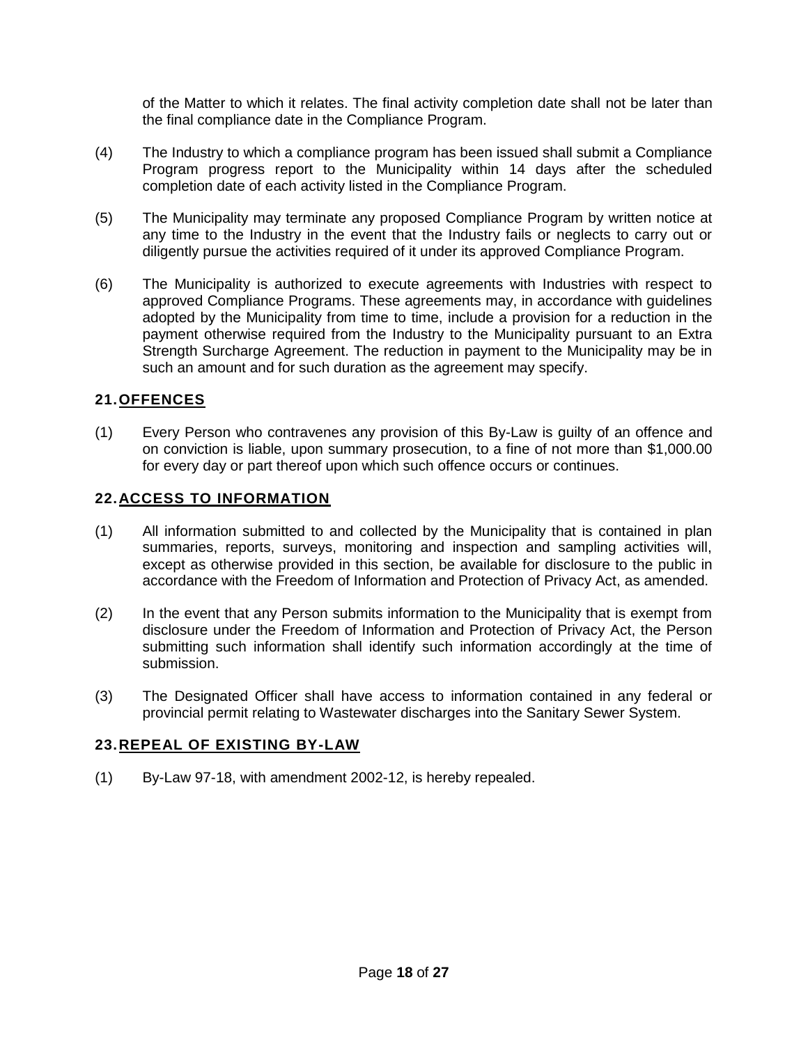of the Matter to which it relates. The final activity completion date shall not be later than the final compliance date in the Compliance Program.

(4) The Industry to which a compliance program has been issued shall submit a Compliance Program progress report to the Municipality within 14 days after the scheduled completion date of each activity listed in the Compliance Program.

(5) The Municipality may terminate any proposed Compliance Program by written notice at any time to the Industry in the event that the Industry fails or neglects to carry out or diligently pursue the activities required of it under its approved Compliance Program.

(6) The Municipality is authorized to execute agreements with Industries with respect to approved Compliance Programs. These agreements may, in accordance with guidelines adopted by the Municipality from time to time, include a provision for a reduction in the payment otherwise required from the Industry to the Municipality pursuant to an Extra Strength Surcharge Agreement. The reduction in payment to the Municipality may be in such an amount and for such duration as the agreement may specify.

## 21. OFFENCES

(1) Every Person who contravenes any provision of this By-Law is guilty of an offence and on conviction is liable, upon summary prosecution, to a fine of not more than $1,000.00 for every day or part thereof upon which such offence occurs or continues.

## 22. ACCESS TO INFORMATION

(1) All information submitted to and collected by the Municipality that is contained in plan summaries, reports, surveys, monitoring and inspection and sampling activities will, except as otherwise provided in this section, be available for disclosure to the public in accordance with the Freedom of Information and Protection of Privacy Act, as amended.

(2) In the event that any Person submits information to the Municipality that is exempt from disclosure under the Freedom of Information and Protection of Privacy Act, the Person submitting such information shall identify such information accordingly at the time of submission.

(3) The Designated Officer shall have access to information contained in any federal or provincial permit relating to Wastewater discharges into the Sanitary Sewer System.

## 23. REPEAL OF EXISTING BY-LAW

(1) By-Law 97-18, with amendment 2002-12, is hereby repealed.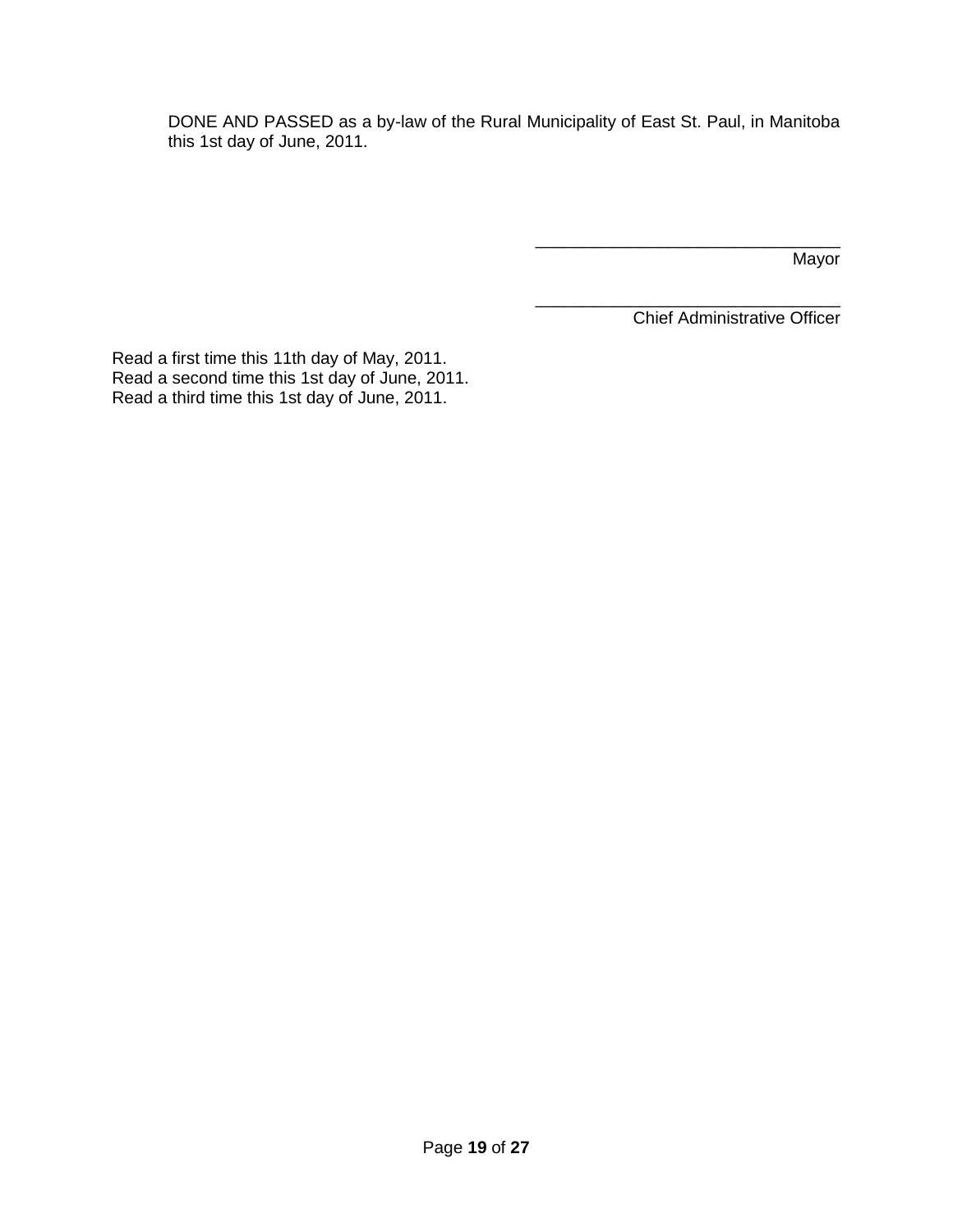DONE AND PASSED as a by-law of the Rural Municipality of East St. Paul, in Manitoba this 1st day of June, 2011.

\_\_\_\_\_\_\_\_\_\_\_\_\_\_\_\_\_\_\_\_\_\_\_\_\_\_\_\_\_\_\_\_
Mayor

\_\_\_\_\_\_\_\_\_\_\_\_\_\_\_\_\_\_\_\_\_\_\_\_\_\_\_\_\_\_\_\_
Chief Administrative Officer

Read a first time this 11th day of May, 2011.
Read a second time this 1st day of June, 2011.
Read a third time this 1st day of June, 2011.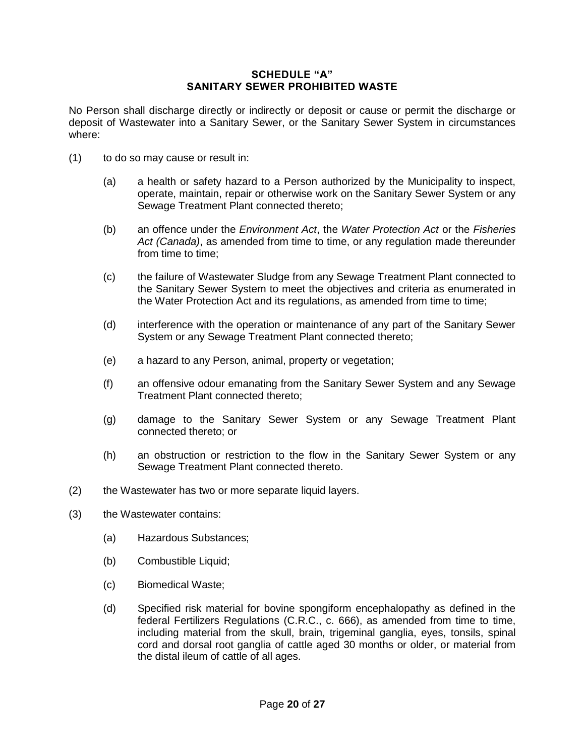## SCHEDULE "A"
## SANITARY SEWER PROHIBITED WASTE

No Person shall discharge directly or indirectly or deposit or cause or permit the discharge or deposit of Wastewater into a Sanitary Sewer, or the Sanitary Sewer System in circumstances where:

(1) to do so may cause or result in:

 (a) a health or safety hazard to a Person authorized by the Municipality to inspect, operate, maintain, repair or otherwise work on the Sanitary Sewer System or any Sewage Treatment Plant connected thereto;

 (b) an offence under the *Environment Act*, the *Water Protection Act* or the *Fisheries Act (Canada)*, as amended from time to time, or any regulation made thereunder from time to time;

 (c) the failure of Wastewater Sludge from any Sewage Treatment Plant connected to the Sanitary Sewer System to meet the objectives and criteria as enumerated in the Water Protection Act and its regulations, as amended from time to time;

 (d) interference with the operation or maintenance of any part of the Sanitary Sewer System or any Sewage Treatment Plant connected thereto;

 (e) a hazard to any Person, animal, property or vegetation;

 (f) an offensive odour emanating from the Sanitary Sewer System and any Sewage Treatment Plant connected thereto;

 (g) damage to the Sanitary Sewer System or any Sewage Treatment Plant connected thereto; or

 (h) an obstruction or restriction to the flow in the Sanitary Sewer System or any Sewage Treatment Plant connected thereto.

(2) the Wastewater has two or more separate liquid layers.

(3) the Wastewater contains:

 (a) Hazardous Substances;

 (b) Combustible Liquid;

 (c) Biomedical Waste;

 (d) Specified risk material for bovine spongiform encephalopathy as defined in the federal Fertilizers Regulations (C.R.C., c. 666), as amended from time to time, including material from the skull, brain, trigeminal ganglia, eyes, tonsils, spinal cord and dorsal root ganglia of cattle aged 30 months or older, or material from the distal ileum of cattle of all ages.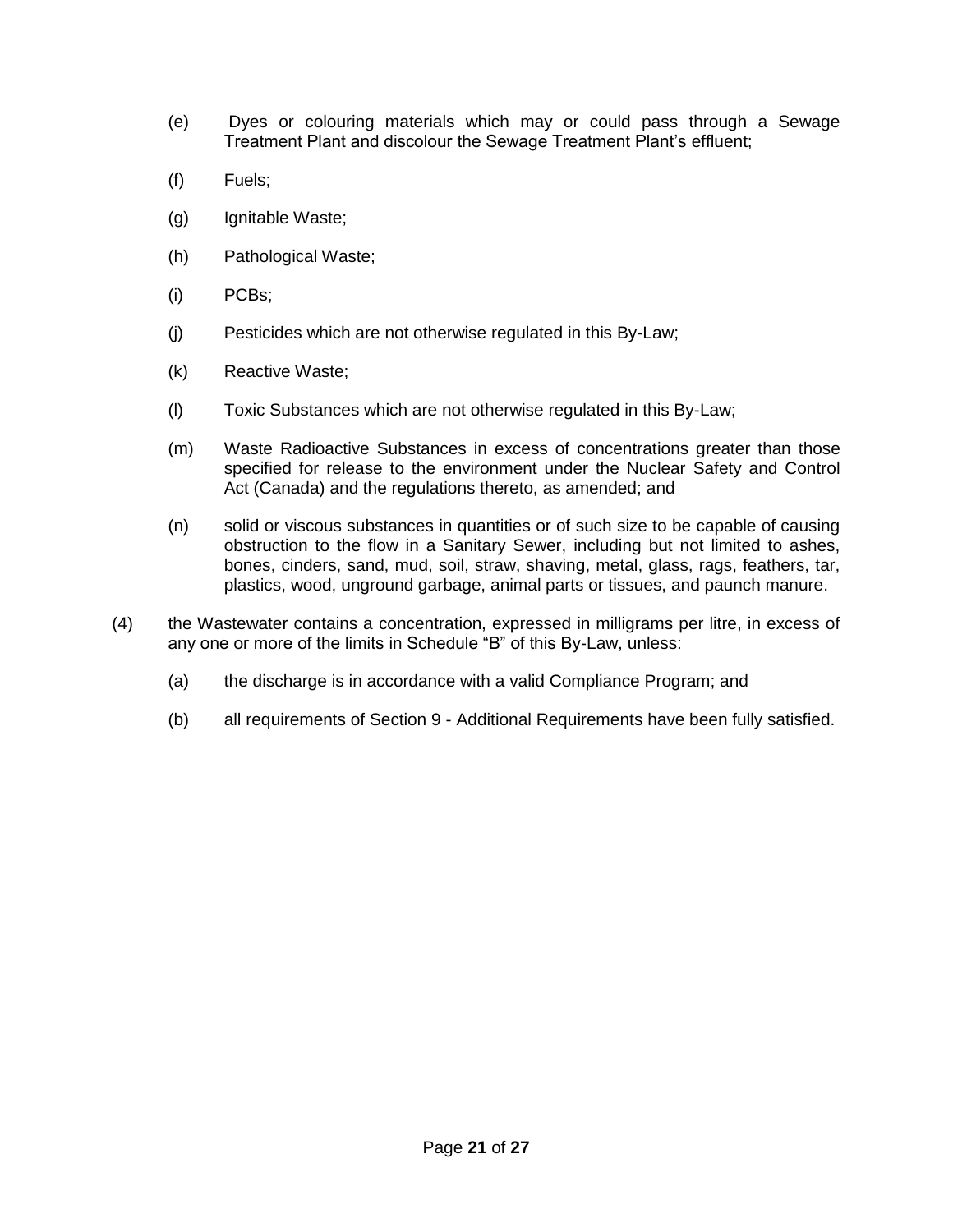(e) Dyes or colouring materials which may or could pass through a Sewage Treatment Plant and discolour the Sewage Treatment Plant's effluent;

(f) Fuels;

(g) Ignitable Waste;

(h) Pathological Waste;

(i) PCBs;

(j) Pesticides which are not otherwise regulated in this By-Law;

(k) Reactive Waste;

(l) Toxic Substances which are not otherwise regulated in this By-Law;

(m) Waste Radioactive Substances in excess of concentrations greater than those specified for release to the environment under the Nuclear Safety and Control Act (Canada) and the regulations thereto, as amended; and

(n) solid or viscous substances in quantities or of such size to be capable of causing obstruction to the flow in a Sanitary Sewer, including but not limited to ashes, bones, cinders, sand, mud, soil, straw, shaving, metal, glass, rags, feathers, tar, plastics, wood, unground garbage, animal parts or tissues, and paunch manure.

(4) the Wastewater contains a concentration, expressed in milligrams per litre, in excess of any one or more of the limits in Schedule "B" of this By-Law, unless:

(a) the discharge is in accordance with a valid Compliance Program; and

(b) all requirements of Section 9 - Additional Requirements have been fully satisfied.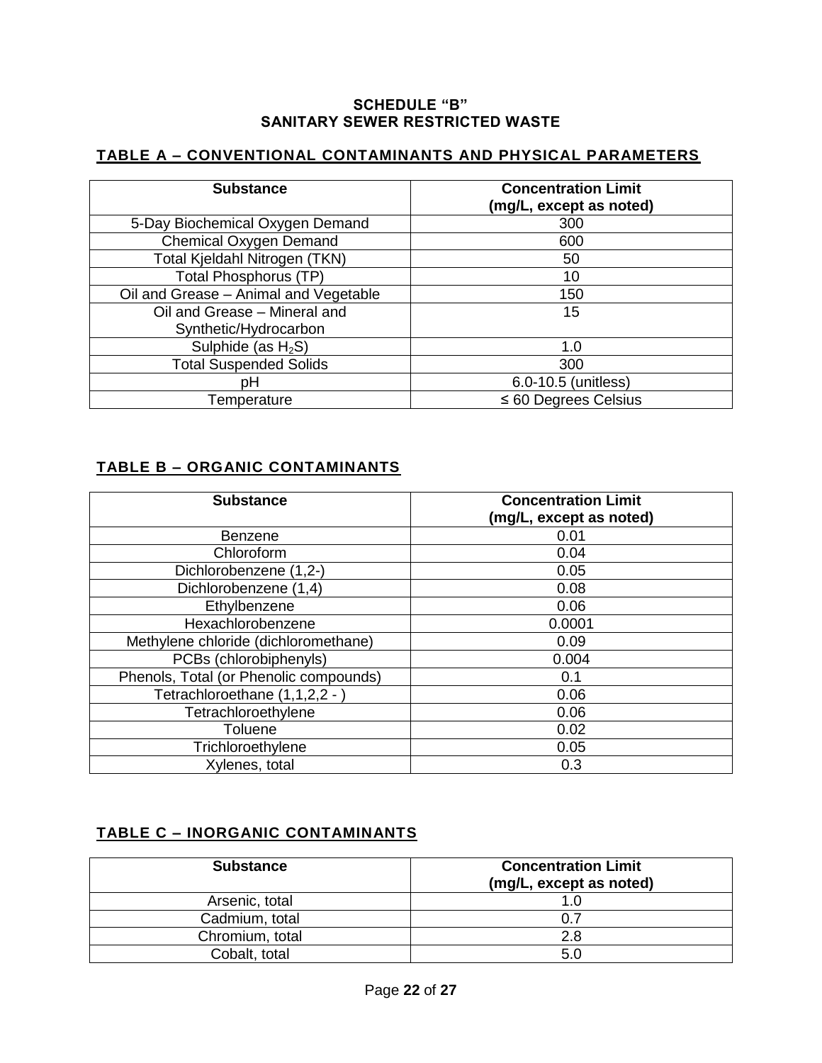## SCHEDULE "B"
## SANITARY SEWER RESTRICTED WASTE

### TABLE A – CONVENTIONAL CONTAMINANTS AND PHYSICAL PARAMETERS

| Substance | Concentration Limit (mg/L, except as noted) |
|---|---|
| 5-Day Biochemical Oxygen Demand | 300 |
| Chemical Oxygen Demand | 600 |
| Total Kjeldahl Nitrogen (TKN) | 50 |
| Total Phosphorus (TP) | 10 |
| Oil and Grease – Animal and Vegetable | 150 |
| Oil and Grease – Mineral and Synthetic/Hydrocarbon | 15 |
| Sulphide (as $H_2S$) | 1.0 |
| Total Suspended Solids | 300 |
| pH | 6.0-10.5 (unitless) |
| Temperature | ≤ 60 Degrees Celsius |

### TABLE B – ORGANIC CONTAMINANTS

| Substance | Concentration Limit (mg/L, except as noted) |
|---|---|
| Benzene | 0.01 |
| Chloroform | 0.04 |
| Dichlorobenzene (1,2-) | 0.05 |
| Dichlorobenzene (1,4) | 0.08 |
| Ethylbenzene | 0.06 |
| Hexachlorobenzene | 0.0001 |
| Methylene chloride (dichloromethane) | 0.09 |
| PCBs (chlorobiphenyls) | 0.004 |
| Phenols, Total (or Phenolic compounds) | 0.1 |
| Tetrachloroethane (1,1,2,2 - ) | 0.06 |
| Tetrachloroethylene | 0.06 |
| Toluene | 0.02 |
| Trichloroethylene | 0.05 |
| Xylenes, total | 0.3 |

### TABLE C – INORGANIC CONTAMINANTS

| Substance | Concentration Limit (mg/L, except as noted) |
|---|---|
| Arsenic, total | 1.0 |
| Cadmium, total | 0.7 |
| Chromium, total | 2.8 |
| Cobalt, total | 5.0 |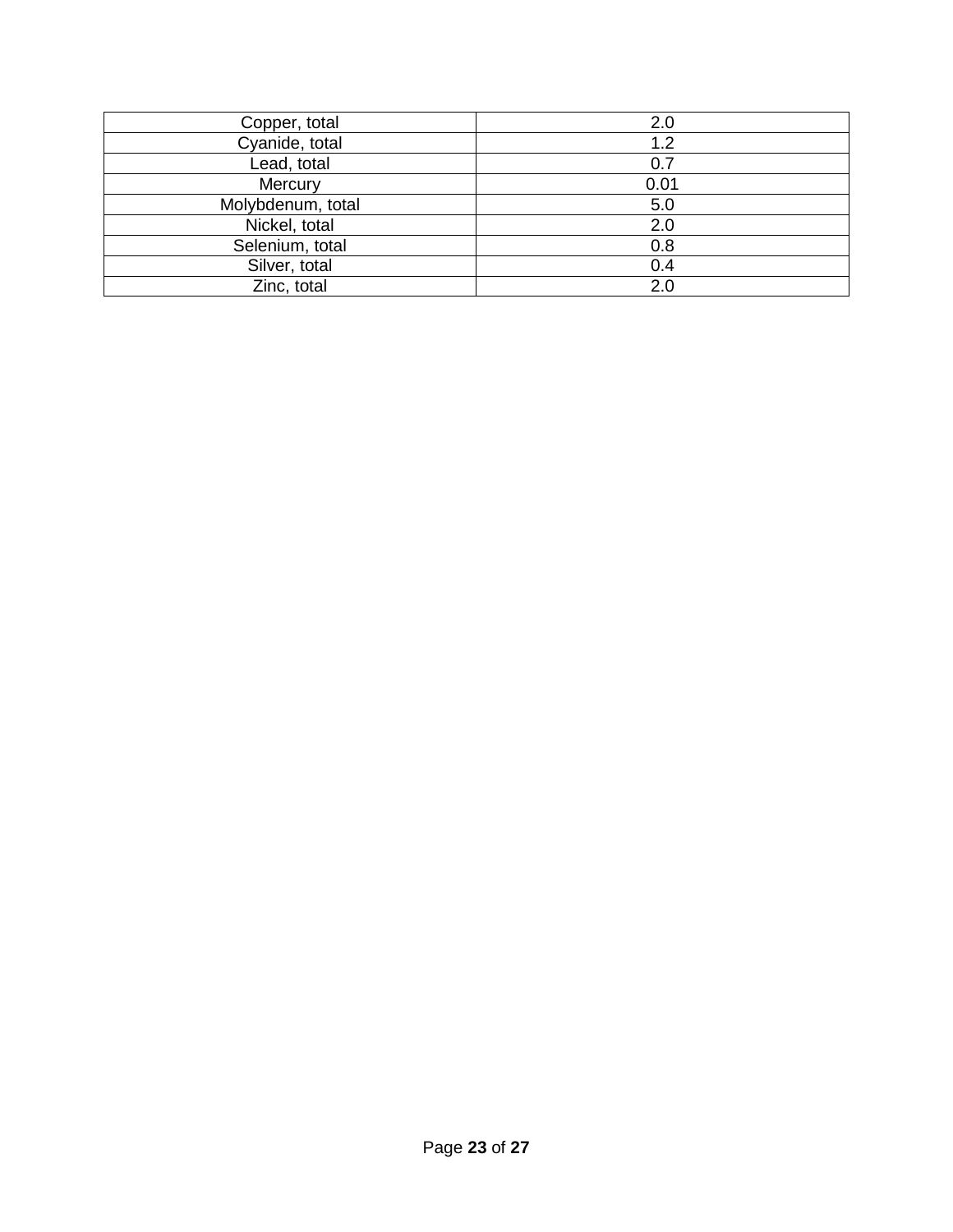| Copper, total | 2.0 |
| --- | --- |
| Cyanide, total | 1.2 |
| Lead, total | 0.7 |
| Mercury | 0.01 |
| Molybdenum, total | 5.0 |
| Nickel, total | 2.0 |
| Selenium, total | 0.8 |
| Silver, total | 0.4 |
| Zinc, total | 2.0 |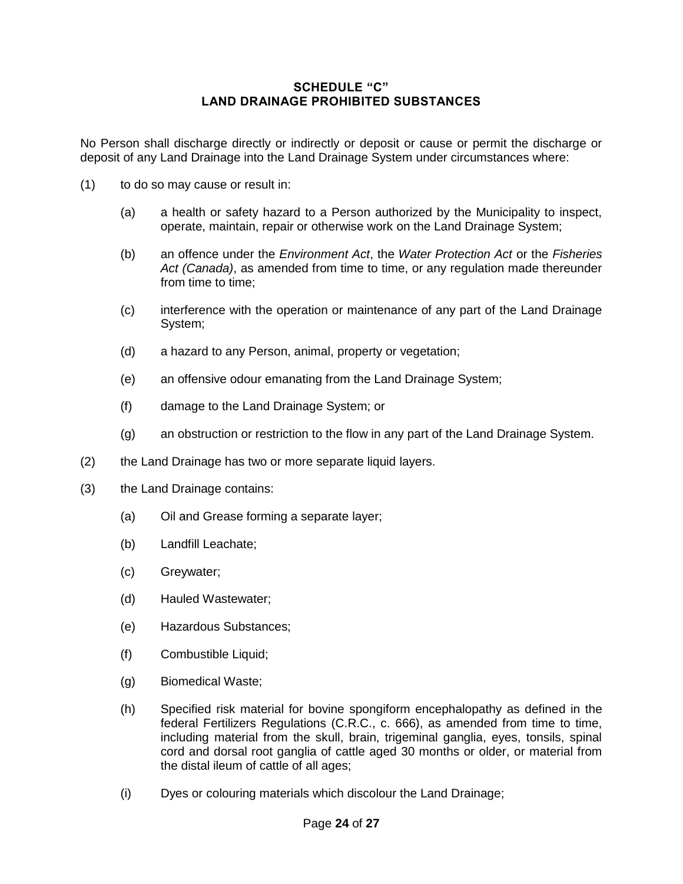## SCHEDULE "C"
## LAND DRAINAGE PROHIBITED SUBSTANCES

No Person shall discharge directly or indirectly or deposit or cause or permit the discharge or deposit of any Land Drainage into the Land Drainage System under circumstances where:

(1) to do so may cause or result in:

  (a) a health or safety hazard to a Person authorized by the Municipality to inspect, operate, maintain, repair or otherwise work on the Land Drainage System;

  (b) an offence under the *Environment Act*, the *Water Protection Act* or the *Fisheries Act (Canada)*, as amended from time to time, or any regulation made thereunder from time to time;

  (c) interference with the operation or maintenance of any part of the Land Drainage System;

  (d) a hazard to any Person, animal, property or vegetation;

  (e) an offensive odour emanating from the Land Drainage System;

  (f) damage to the Land Drainage System; or

  (g) an obstruction or restriction to the flow in any part of the Land Drainage System.

(2) the Land Drainage has two or more separate liquid layers.

(3) the Land Drainage contains:

  (a) Oil and Grease forming a separate layer;

  (b) Landfill Leachate;

  (c) Greywater;

  (d) Hauled Wastewater;

  (e) Hazardous Substances;

  (f) Combustible Liquid;

  (g) Biomedical Waste;

  (h) Specified risk material for bovine spongiform encephalopathy as defined in the federal Fertilizers Regulations (C.R.C., c. 666), as amended from time to time, including material from the skull, brain, trigeminal ganglia, eyes, tonsils, spinal cord and dorsal root ganglia of cattle aged 30 months or older, or material from the distal ileum of cattle of all ages;

  (i) Dyes or colouring materials which discolour the Land Drainage;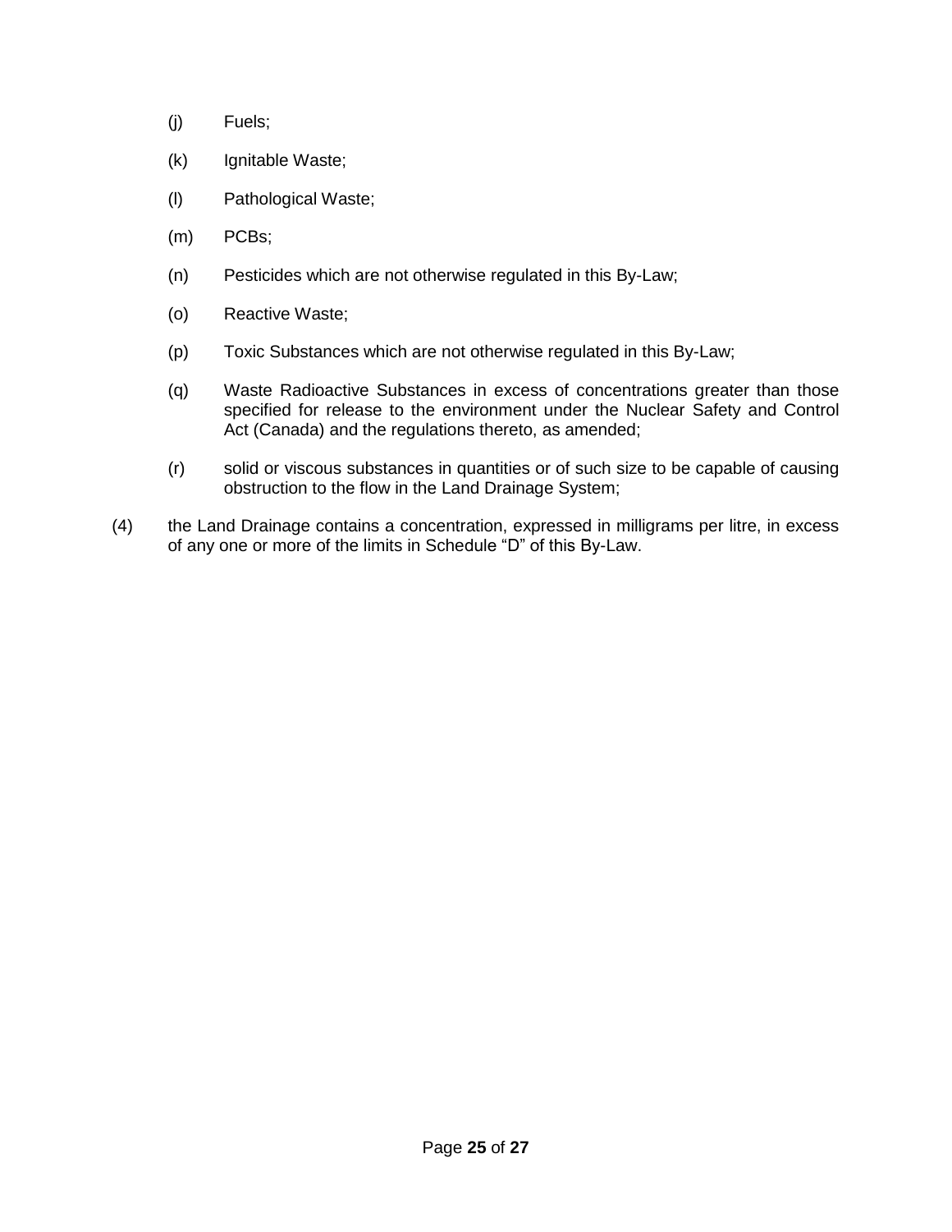(j) Fuels;

(k) Ignitable Waste;

(l) Pathological Waste;

(m) PCBs;

(n) Pesticides which are not otherwise regulated in this By-Law;

(o) Reactive Waste;

(p) Toxic Substances which are not otherwise regulated in this By-Law;

(q) Waste Radioactive Substances in excess of concentrations greater than those specified for release to the environment under the Nuclear Safety and Control Act (Canada) and the regulations thereto, as amended;

(r) solid or viscous substances in quantities or of such size to be capable of causing obstruction to the flow in the Land Drainage System;

(4) the Land Drainage contains a concentration, expressed in milligrams per litre, in excess of any one or more of the limits in Schedule “D” of this By-Law.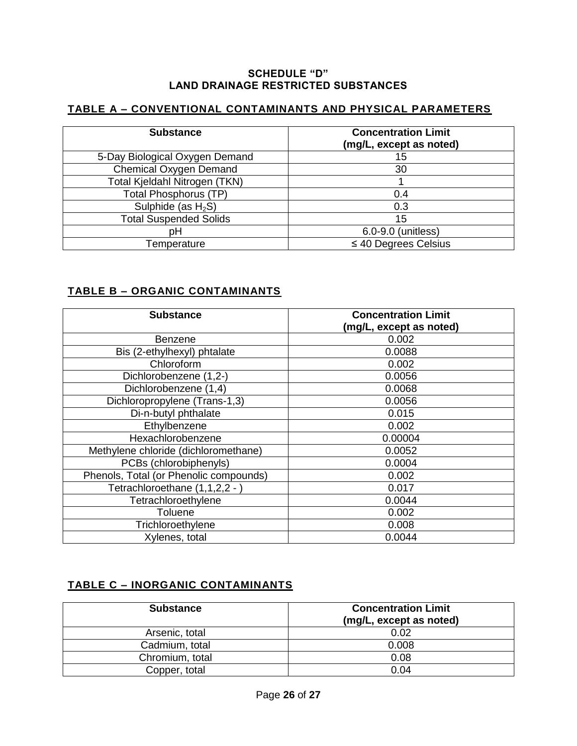# SCHEDULE "D"
# LAND DRAINAGE RESTRICTED SUBSTANCES

## TABLE A – CONVENTIONAL CONTAMINANTS AND PHYSICAL PARAMETERS

| Substance | Concentration Limit (mg/L, except as noted) |
|---|---|
| 5-Day Biological Oxygen Demand | 15 |
| Chemical Oxygen Demand | 30 |
| Total Kjeldahl Nitrogen (TKN) | 1 |
| Total Phosphorus (TP) | 0.4 |
| Sulphide (as $H_2S$) | 0.3 |
| Total Suspended Solids | 15 |
| pH | 6.0-9.0 (unitless) |
| Temperature | ≤ 40 Degrees Celsius |

## TABLE B – ORGANIC CONTAMINANTS

| Substance | Concentration Limit (mg/L, except as noted) |
|---|---|
| Benzene | 0.002 |
| Bis (2-ethylhexyl) phtalate | 0.0088 |
| Chloroform | 0.002 |
| Dichlorobenzene (1,2-) | 0.0056 |
| Dichlorobenzene (1,4) | 0.0068 |
| Dichloropropylene (Trans-1,3) | 0.0056 |
| Di-n-butyl phthalate | 0.015 |
| Ethylbenzene | 0.002 |
| Hexachlorobenzene | 0.00004 |
| Methylene chloride (dichloromethane) | 0.0052 |
| PCBs (chlorobiphenyls) | 0.0004 |
| Phenols, Total (or Phenolic compounds) | 0.002 |
| Tetrachloroethane (1,1,2,2 - ) | 0.017 |
| Tetrachloroethylene | 0.0044 |
| Toluene | 0.002 |
| Trichloroethylene | 0.008 |
| Xylenes, total | 0.0044 |

## TABLE C – INORGANIC CONTAMINANTS

| Substance | Concentration Limit (mg/L, except as noted) |
|---|---|
| Arsenic, total | 0.02 |
| Cadmium, total | 0.008 |
| Chromium, total | 0.08 |
| Copper, total | 0.04 |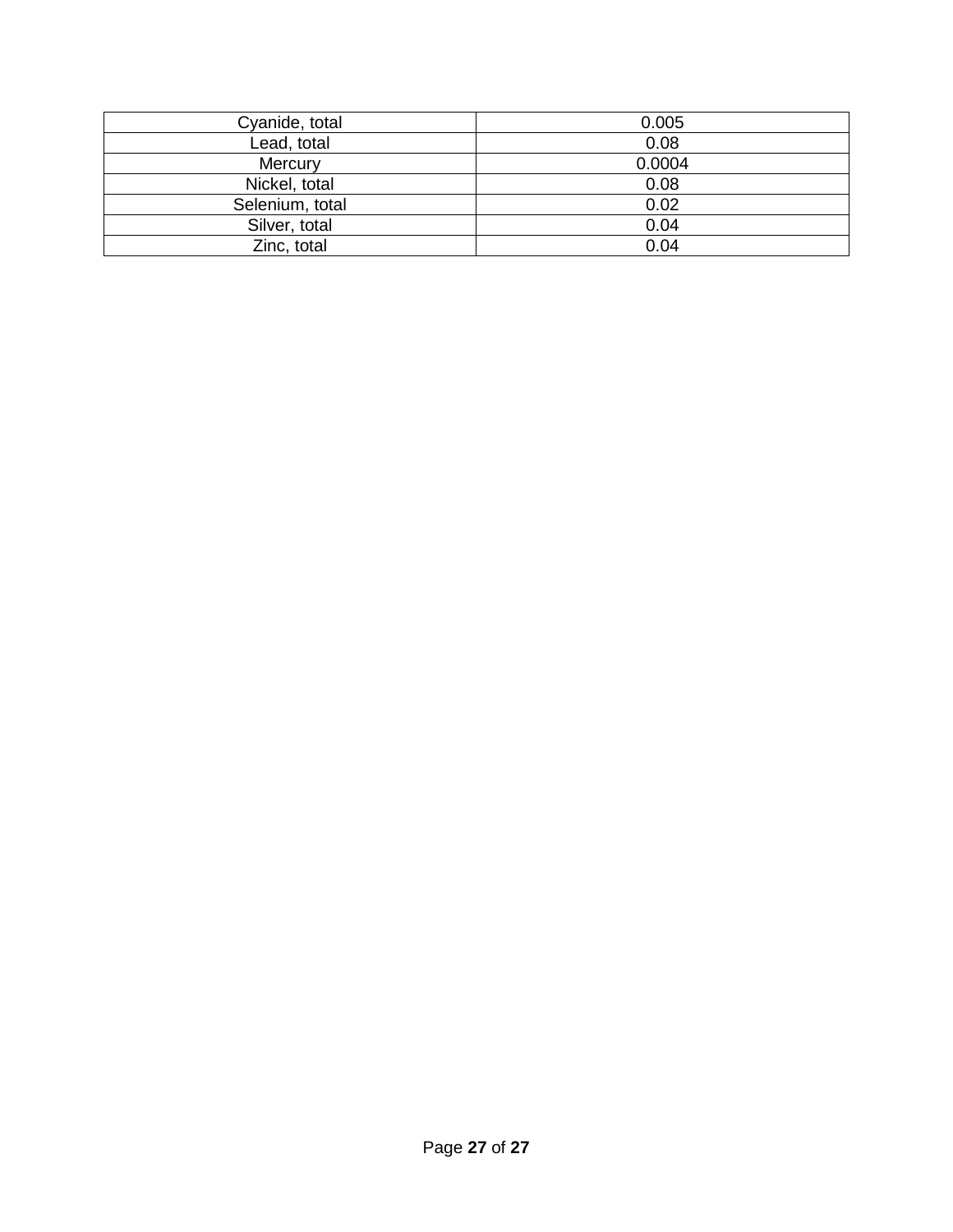| | |
|---|---|
| Cyanide, total | 0.005 |
| Lead, total | 0.08 |
| Mercury | 0.0004 |
| Nickel, total | 0.08 |
| Selenium, total | 0.02 |
| Silver, total | 0.04 |
| Zinc, total | 0.04 |